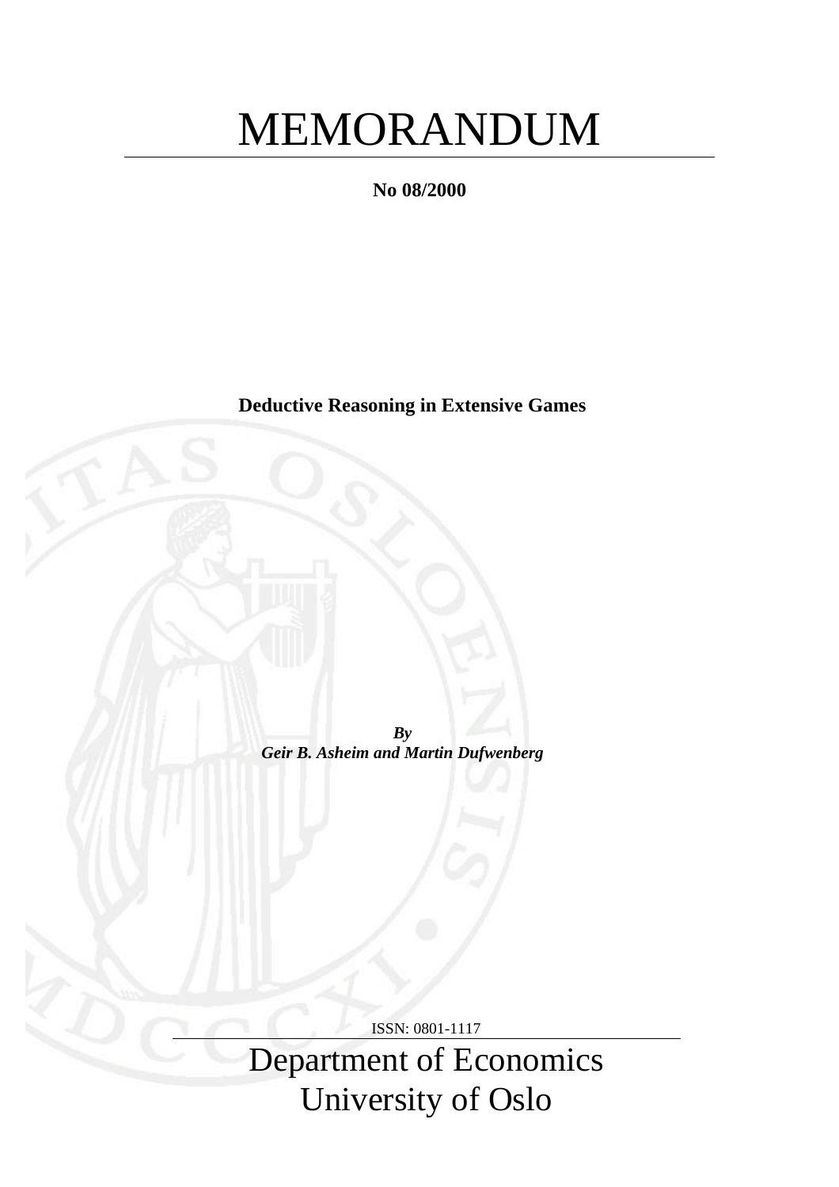# MEMORANDUM

**No 08/2000**

**Deductive Reasoning in Extensive Games**

***By***
***Geir B. Asheim and Martin Dufwenberg***

ISSN: 0801-1117

Department of Economics
University of Oslo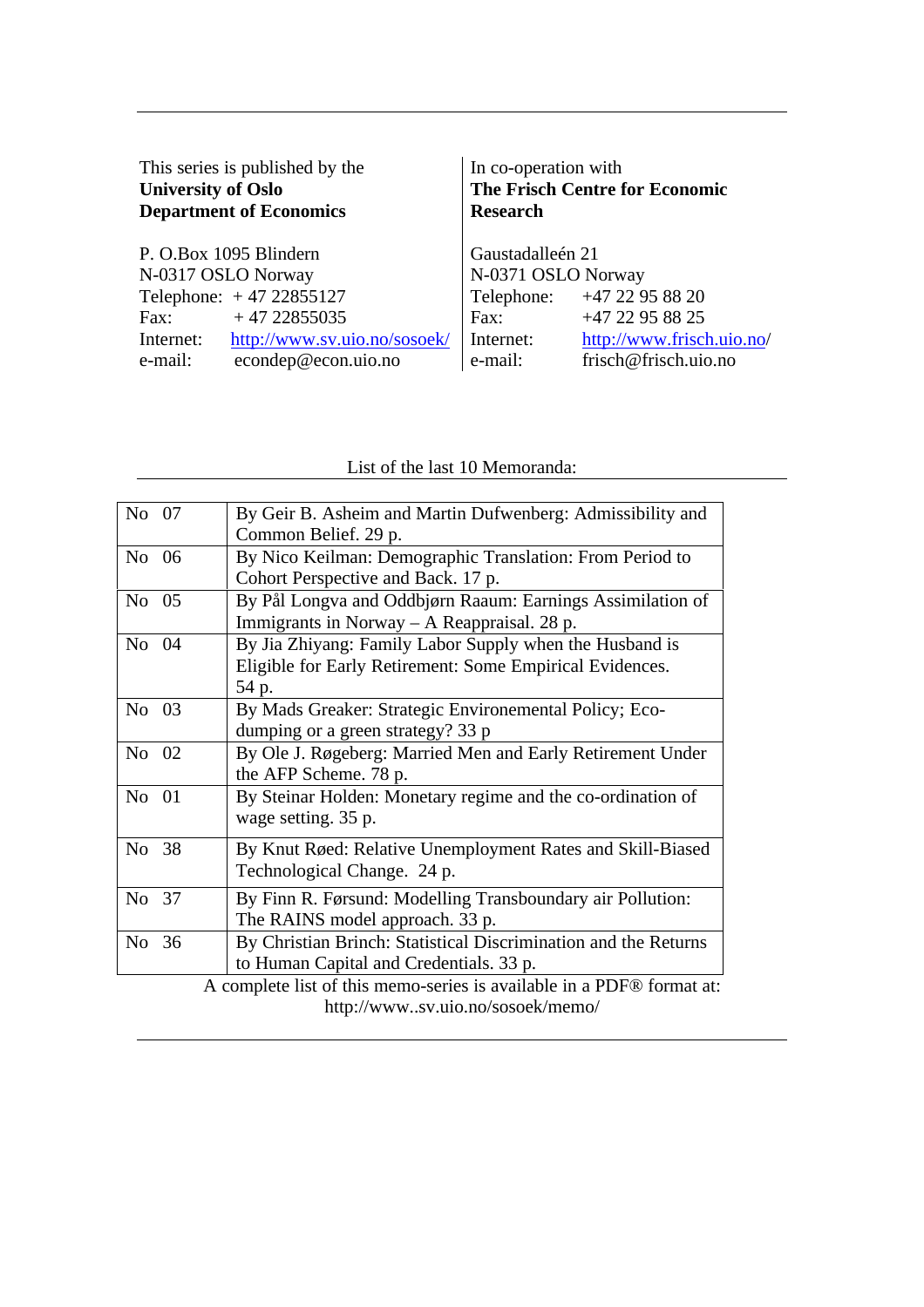This series is published by the
**University of Oslo**
**Department of Economics**

P. O.Box 1095 Blindern
N-0317 OSLO Norway
Telephone: + 47 22855127
Fax: + 47 22855035
Internet: http://www.sv.uio.no/sosoek/
e-mail: econdep@econ.uio.no

In co-operation with
**The Frisch Centre for Economic Research**

Gaustadalleén 21
N-0371 OSLO Norway
Telephone: +47 22 95 88 20
Fax: +47 22 95 88 25
Internet: http://www.frisch.uio.no/
e-mail: frisch@frisch.uio.no

List of the last 10 Memoranda:

| No | Memorandum |
|---|---|
| No 07 | By Geir B. Asheim and Martin Dufwenberg: Admissibility and Common Belief. 29 p. |
| No 06 | By Nico Keilman: Demographic Translation: From Period to Cohort Perspective and Back. 17 p. |
| No 05 | By Pål Longva and Oddbjørn Raaum: Earnings Assimilation of Immigrants in Norway – A Reappraisal. 28 p. |
| No 04 | By Jia Zhiyang: Family Labor Supply when the Husband is Eligible for Early Retirement: Some Empirical Evidences. 54 p. |
| No 03 | By Mads Greaker: Strategic Environemental Policy; Eco-dumping or a green strategy? 33 p |
| No 02 | By Ole J. Røgeberg: Married Men and Early Retirement Under the AFP Scheme. 78 p. |
| No 01 | By Steinar Holden: Monetary regime and the co-ordination of wage setting. 35 p. |
| No 38 | By Knut Røed: Relative Unemployment Rates and Skill-Biased Technological Change. 24 p. |
| No 37 | By Finn R. Førsund: Modelling Transboundary air Pollution: The RAINS model approach. 33 p. |
| No 36 | By Christian Brinch: Statistical Discrimination and the Returns to Human Capital and Credentials. 33 p. |

A complete list of this memo-series is available in a PDF® format at:
http://www..sv.uio.no/sosoek/memo/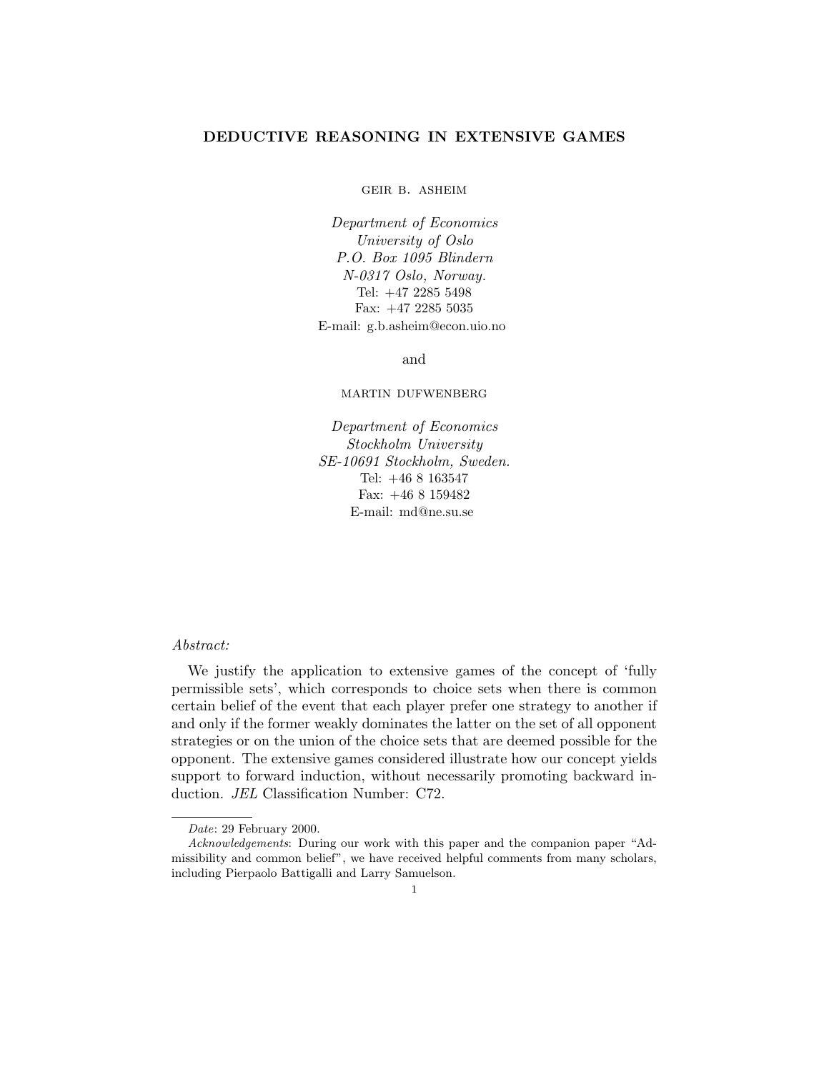# DEDUCTIVE REASONING IN EXTENSIVE GAMES

GEIR B. ASHEIM

*Department of Economics*
*University of Oslo*
*P.O. Box 1095 Blindern*
*N-0317 Oslo, Norway.*
Tel: +47 2285 5498
Fax: +47 2285 5035
E-mail: g.b.asheim@econ.uio.no

and

MARTIN DUFWENBERG

*Department of Economics*
*Stockholm University*
*SE-10691 Stockholm, Sweden.*
Tel: +46 8 163547
Fax: +46 8 159482
E-mail: md@ne.su.se

*Abstract:*

We justify the application to extensive games of the concept of 'fully permissible sets', which corresponds to choice sets when there is common certain belief of the event that each player prefer one strategy to another if and only if the former weakly dominates the latter on the set of all opponent strategies or on the union of the choice sets that are deemed possible for the opponent. The extensive games considered illustrate how our concept yields support to forward induction, without necessarily promoting backward induction. *JEL* Classification Number: C72.

---

*Date*: 29 February 2000.

*Acknowledgements*: During our work with this paper and the companion paper "Admissibility and common belief", we have received helpful comments from many scholars, including Pierpaolo Battigalli and Larry Samuelson.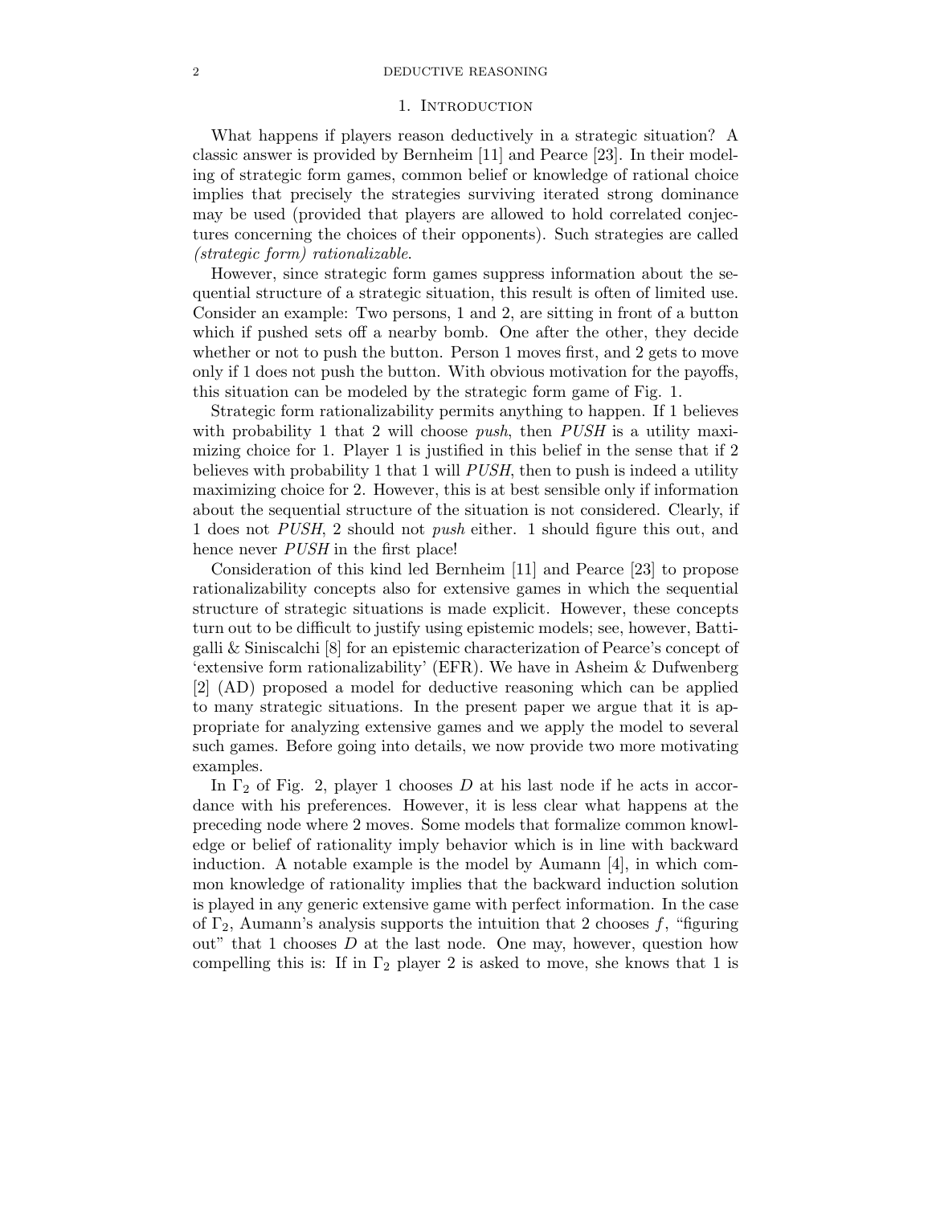## 1. Introduction

What happens if players reason deductively in a strategic situation? A classic answer is provided by Bernheim [11] and Pearce [23]. In their modeling of strategic form games, common belief or knowledge of rational choice implies that precisely the strategies surviving iterated strong dominance may be used (provided that players are allowed to hold correlated conjectures concerning the choices of their opponents). Such strategies are called *(strategic form) rationalizable*.

However, since strategic form games suppress information about the sequential structure of a strategic situation, this result is often of limited use. Consider an example: Two persons, 1 and 2, are sitting in front of a button which if pushed sets off a nearby bomb. One after the other, they decide whether or not to push the button. Person 1 moves first, and 2 gets to move only if 1 does not push the button. With obvious motivation for the payoffs, this situation can be modeled by the strategic form game of Fig. 1.

Strategic form rationalizability permits anything to happen. If 1 believes with probability 1 that 2 will choose *push*, then *PUSH* is a utility maximizing choice for 1. Player 1 is justified in this belief in the sense that if 2 believes with probability 1 that 1 will *PUSH*, then to push is indeed a utility maximizing choice for 2. However, this is at best sensible only if information about the sequential structure of the situation is not considered. Clearly, if 1 does not *PUSH*, 2 should not *push* either. 1 should figure this out, and hence never *PUSH* in the first place!

Consideration of this kind led Bernheim [11] and Pearce [23] to propose rationalizability concepts also for extensive games in which the sequential structure of strategic situations is made explicit. However, these concepts turn out to be difficult to justify using epistemic models; see, however, Battigalli & Siniscalchi [8] for an epistemic characterization of Pearce's concept of 'extensive form rationalizability' (EFR). We have in Asheim & Dufwenberg [2] (AD) proposed a model for deductive reasoning which can be applied to many strategic situations. In the present paper we argue that it is appropriate for analyzing extensive games and we apply the model to several such games. Before going into details, we now provide two more motivating examples.

In $\Gamma_2$ of Fig. 2, player 1 chooses $D$ at his last node if he acts in accordance with his preferences. However, it is less clear what happens at the preceding node where 2 moves. Some models that formalize common knowledge or belief of rationality imply behavior which is in line with backward induction. A notable example is the model by Aumann [4], in which common knowledge of rationality implies that the backward induction solution is played in any generic extensive game with perfect information. In the case of $\Gamma_2$, Aumann's analysis supports the intuition that 2 chooses $f$, "figuring out" that 1 chooses $D$ at the last node. One may, however, question how compelling this is: If in $\Gamma_2$ player 2 is asked to move, she knows that 1 is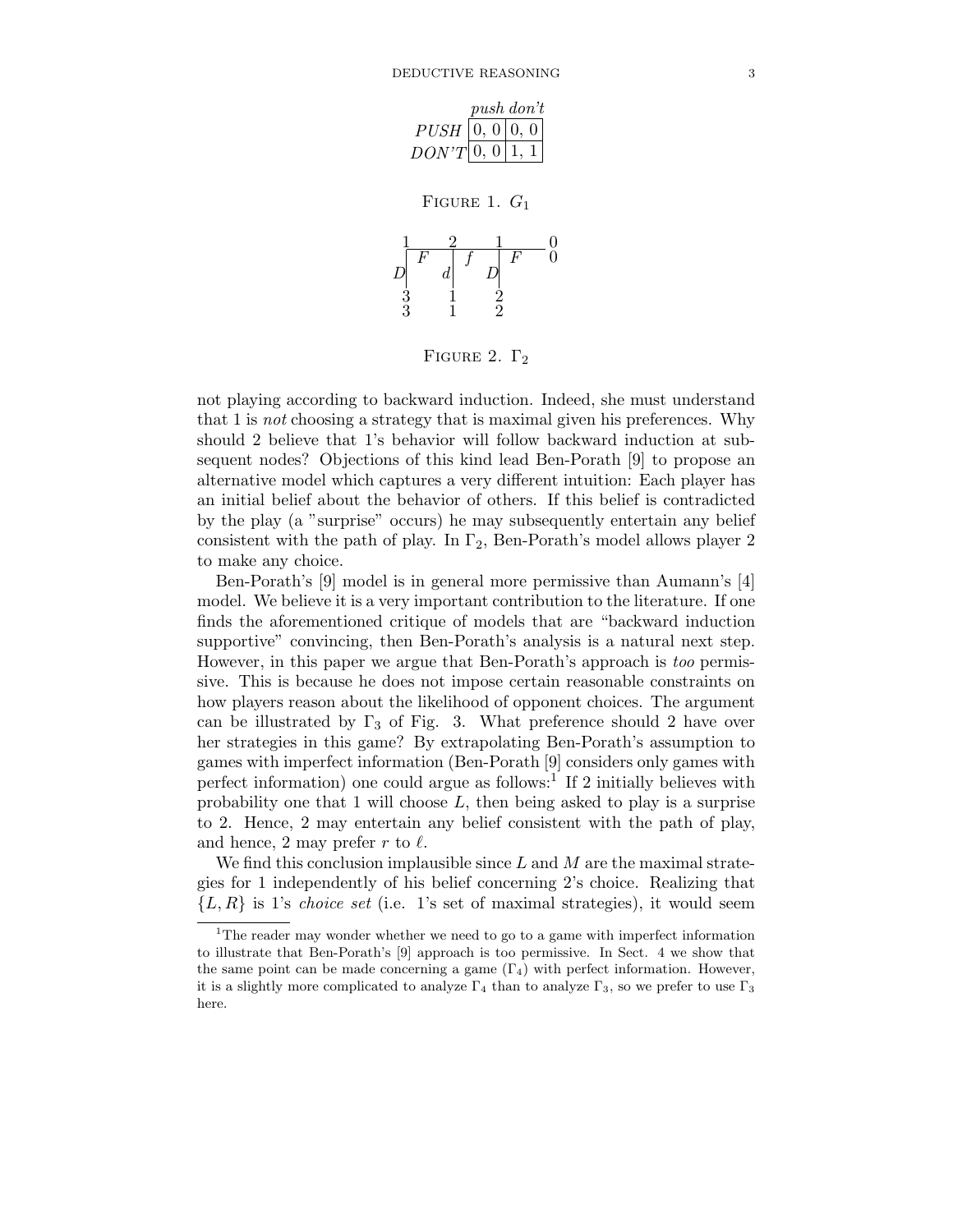|  | *push* | *don't* |
|---|---|---|
| *PUSH* | 0, 0 | 0, 0 |
| *DON'T* | 0, 0 | 1, 1 |

FIGURE 1. $G_1$

FIGURE 2. $\Gamma_2$

not playing according to backward induction. Indeed, she must understand that 1 is *not* choosing a strategy that is maximal given his preferences. Why should 2 believe that 1's behavior will follow backward induction at subsequent nodes? Objections of this kind lead Ben-Porath [9] to propose an alternative model which captures a very different intuition: Each player has an initial belief about the behavior of others. If this belief is contradicted by the play (a "surprise" occurs) he may subsequently entertain any belief consistent with the path of play. In $\Gamma_2$, Ben-Porath's model allows player 2 to make any choice.

Ben-Porath's [9] model is in general more permissive than Aumann's [4] model. We believe it is a very important contribution to the literature. If one finds the aforementioned critique of models that are "backward induction supportive" convincing, then Ben-Porath's analysis is a natural next step. However, in this paper we argue that Ben-Porath's approach is *too* permissive. This is because he does not impose certain reasonable constraints on how players reason about the likelihood of opponent choices. The argument can be illustrated by $\Gamma_3$ of Fig. 3. What preference should 2 have over her strategies in this game? By extrapolating Ben-Porath's assumption to games with imperfect information (Ben-Porath [9] considers only games with perfect information) one could argue as follows:[1] If 2 initially believes with probability one that 1 will choose $L$, then being asked to play is a surprise to 2. Hence, 2 may entertain any belief consistent with the path of play, and hence, 2 may prefer $r$ to $\ell$.

We find this conclusion implausible since $L$ and $M$ are the maximal strategies for 1 independently of his belief concerning 2's choice. Realizing that $\{L, R\}$ is 1's *choice set* (i.e. 1's set of maximal strategies), it would seem

[1] The reader may wonder whether we need to go to a game with imperfect information to illustrate that Ben-Porath's [9] approach is too permissive. In Sect. 4 we show that the same point can be made concerning a game ($\Gamma_4$) with perfect information. However, it is a slightly more complicated to analyze $\Gamma_4$ than to analyze $\Gamma_3$, so we prefer to use $\Gamma_3$ here.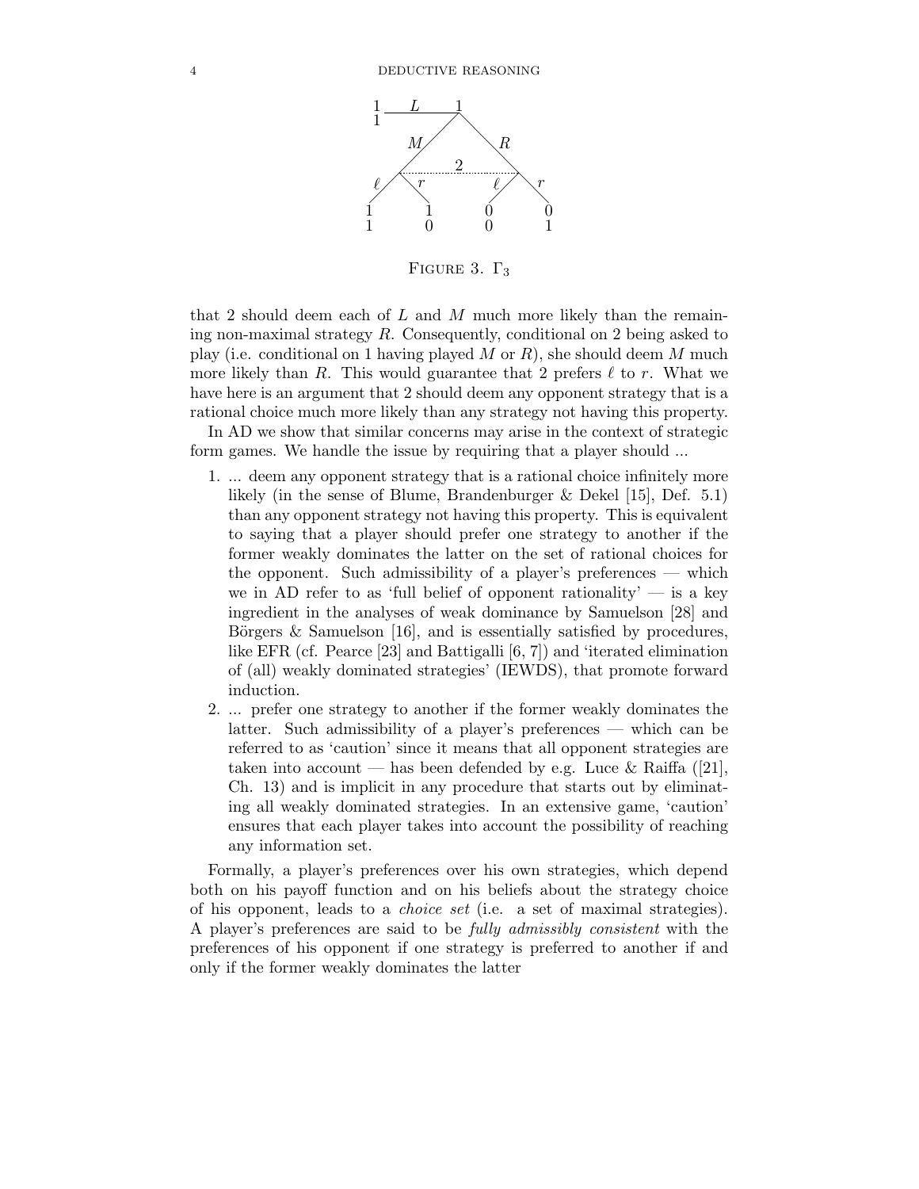FIGURE 3. $\Gamma_3$

that 2 should deem each of $L$ and $M$ much more likely than the remaining non-maximal strategy $R$. Consequently, conditional on 2 being asked to play (i.e. conditional on 1 having played $M$ or $R$), she should deem $M$ much more likely than $R$. This would guarantee that 2 prefers $\ell$ to $r$. What we have here is an argument that 2 should deem any opponent strategy that is a rational choice much more likely than any strategy not having this property.

In AD we show that similar concerns may arise in the context of strategic form games. We handle the issue by requiring that a player should ...

1. ... deem any opponent strategy that is a rational choice infinitely more likely (in the sense of Blume, Brandenburger & Dekel [15], Def. 5.1) than any opponent strategy not having this property. This is equivalent to saying that a player should prefer one strategy to another if the former weakly dominates the latter on the set of rational choices for the opponent. Such admissibility of a player's preferences — which we in AD refer to as 'full belief of opponent rationality' — is a key ingredient in the analyses of weak dominance by Samuelson [28] and Börgers & Samuelson [16], and is essentially satisfied by procedures, like EFR (cf. Pearce [23] and Battigalli [6, 7]) and 'iterated elimination of (all) weakly dominated strategies' (IEWDS), that promote forward induction.
2. ... prefer one strategy to another if the former weakly dominates the latter. Such admissibility of a player's preferences — which can be referred to as 'caution' since it means that all opponent strategies are taken into account — has been defended by e.g. Luce & Raiffa ([21], Ch. 13) and is implicit in any procedure that starts out by eliminating all weakly dominated strategies. In an extensive game, 'caution' ensures that each player takes into account the possibility of reaching any information set.

Formally, a player's preferences over his own strategies, which depend both on his payoff function and on his beliefs about the strategy choice of his opponent, leads to a *choice set* (i.e. a set of maximal strategies). A player's preferences are said to be *fully admissibly consistent* with the preferences of his opponent if one strategy is preferred to another if and only if the former weakly dominates the latter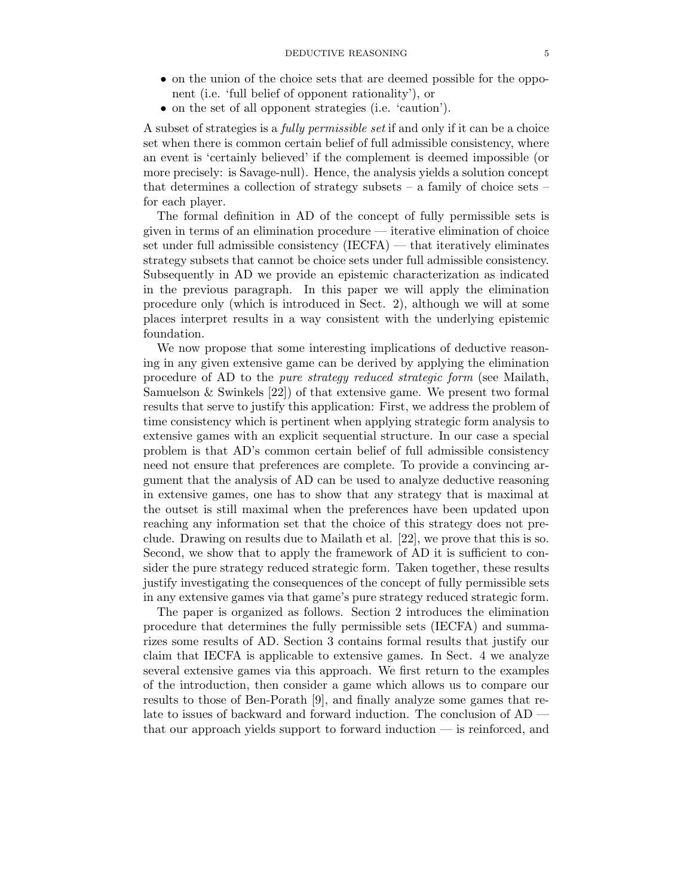- on the union of the choice sets that are deemed possible for the opponent (i.e. 'full belief of opponent rationality'), or
- on the set of all opponent strategies (i.e. 'caution').

A subset of strategies is a *fully permissible set* if and only if it can be a choice set when there is common certain belief of full admissible consistency, where an event is 'certainly believed' if the complement is deemed impossible (or more precisely: is Savage-null). Hence, the analysis yields a solution concept that determines a collection of strategy subsets – a family of choice sets – for each player.

The formal definition in AD of the concept of fully permissible sets is given in terms of an elimination procedure — iterative elimination of choice set under full admissible consistency (IECFA) — that iteratively eliminates strategy subsets that cannot be choice sets under full admissible consistency. Subsequently in AD we provide an epistemic characterization as indicated in the previous paragraph. In this paper we will apply the elimination procedure only (which is introduced in Sect. 2), although we will at some places interpret results in a way consistent with the underlying epistemic foundation.

We now propose that some interesting implications of deductive reasoning in any given extensive game can be derived by applying the elimination procedure of AD to the *pure strategy reduced strategic form* (see Mailath, Samuelson & Swinkels [22]) of that extensive game. We present two formal results that serve to justify this application: First, we address the problem of time consistency which is pertinent when applying strategic form analysis to extensive games with an explicit sequential structure. In our case a special problem is that AD's common certain belief of full admissible consistency need not ensure that preferences are complete. To provide a convincing argument that the analysis of AD can be used to analyze deductive reasoning in extensive games, one has to show that any strategy that is maximal at the outset is still maximal when the preferences have been updated upon reaching any information set that the choice of this strategy does not preclude. Drawing on results due to Mailath et al. [22], we prove that this is so. Second, we show that to apply the framework of AD it is sufficient to consider the pure strategy reduced strategic form. Taken together, these results justify investigating the consequences of the concept of fully permissible sets in any extensive games via that game's pure strategy reduced strategic form.

The paper is organized as follows. Section 2 introduces the elimination procedure that determines the fully permissible sets (IECFA) and summarizes some results of AD. Section 3 contains formal results that justify our claim that IECFA is applicable to extensive games. In Sect. 4 we analyze several extensive games via this approach. We first return to the examples of the introduction, then consider a game which allows us to compare our results to those of Ben-Porath [9], and finally analyze some games that relate to issues of backward and forward induction. The conclusion of AD — that our approach yields support to forward induction — is reinforced, and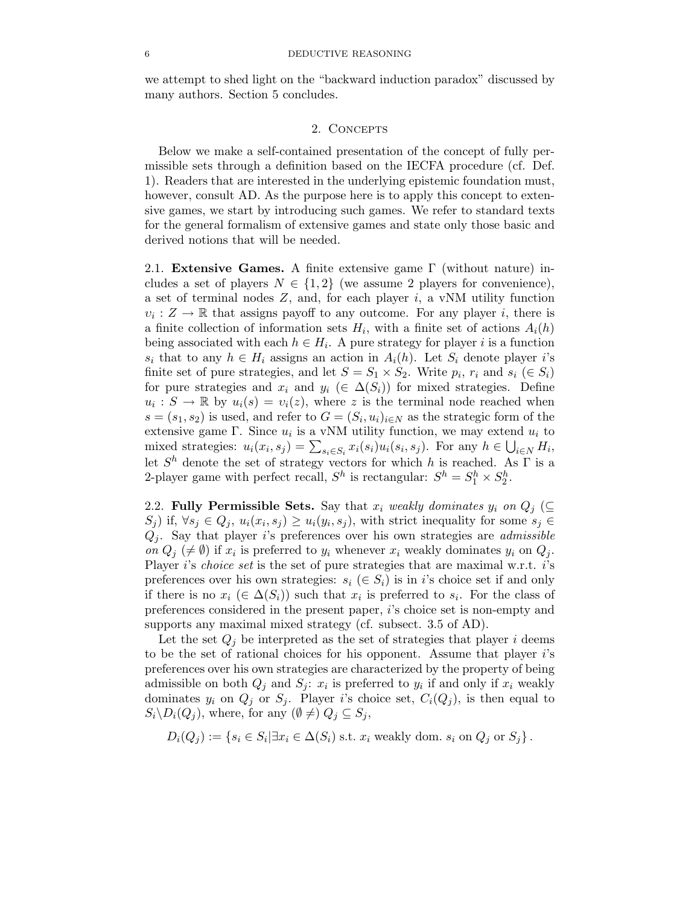we attempt to shed light on the "backward induction paradox" discussed by many authors. Section 5 concludes.

## 2. Concepts

Below we make a self-contained presentation of the concept of fully permissible sets through a definition based on the IECFA procedure (cf. Def. 1). Readers that are interested in the underlying epistemic foundation must, however, consult AD. As the purpose here is to apply this concept to extensive games, we start by introducing such games. We refer to standard texts for the general formalism of extensive games and state only those basic and derived notions that will be needed.

### 2.1. Extensive Games.

A finite extensive game $\Gamma$ (without nature) includes a set of players $N \in \{1, 2\}$ (we assume 2 players for convenience), a set of terminal nodes $Z$, and, for each player $i$, a vNM utility function $\upsilon_i : Z \to \mathbb{R}$ that assigns payoff to any outcome. For any player $i$, there is a finite collection of information sets $H_i$, with a finite set of actions $A_i(h)$ being associated with each $h \in H_i$. A pure strategy for player $i$ is a function $s_i$ that to any $h \in H_i$ assigns an action in $A_i(h)$. Let $S_i$ denote player $i$'s finite set of pure strategies, and let $S = S_1 \times S_2$. Write $p_i$, $r_i$ and $s_i$ ($\in S_i$) for pure strategies and $x_i$ and $y_i$ ($\in \Delta(S_i)$) for mixed strategies. Define $u_i : S \to \mathbb{R}$ by $u_i(s) = \upsilon_i(z)$, where $z$ is the terminal node reached when $s = (s_1, s_2)$ is used, and refer to $G = (S_i, u_i)_{i \in N}$ as the strategic form of the extensive game $\Gamma$. Since $u_i$ is a vNM utility function, we may extend $u_i$ to mixed strategies: $u_i(x_i, s_j) = \sum_{s_i \in S_i} x_i(s_i) u_i(s_i, s_j)$. For any $h \in \bigcup_{i \in N} H_i$, let $S^h$ denote the set of strategy vectors for which $h$ is reached. As $\Gamma$ is a 2-player game with perfect recall, $S^h$ is rectangular: $S^h = S_1^h \times S_2^h$.

### 2.2. Fully Permissible Sets.

Say that $x_i$ *weakly dominates* $y_i$ *on* $Q_j$ ($\subseteq S_j$) if, $\forall s_j \in Q_j$, $u_i(x_i, s_j) \geq u_i(y_i, s_j)$, with strict inequality for some $s_j \in Q_j$. Say that player $i$'s preferences over his own strategies are *admissible on* $Q_j$ ($\neq \emptyset$) if $x_i$ is preferred to $y_i$ whenever $x_i$ weakly dominates $y_i$ on $Q_j$. Player $i$'s *choice set* is the set of pure strategies that are maximal w.r.t. $i$'s preferences over his own strategies: $s_i$ ($\in S_i$) is in $i$'s choice set if and only if there is no $x_i$ ($\in \Delta(S_i)$) such that $x_i$ is preferred to $s_i$. For the class of preferences considered in the present paper, $i$'s choice set is non-empty and supports any maximal mixed strategy (cf. subsect. 3.5 of AD).

Let the set $Q_j$ be interpreted as the set of strategies that player $i$ deems to be the set of rational choices for his opponent. Assume that player $i$'s preferences over his own strategies are characterized by the property of being admissible on both $Q_j$ and $S_j$: $x_i$ is preferred to $y_i$ if and only if $x_i$ weakly dominates $y_i$ on $Q_j$ or $S_j$. Player $i$'s choice set, $C_i(Q_j)$, is then equal to $S_i \backslash D_i(Q_j)$, where, for any ($\emptyset \neq$) $Q_j \subseteq S_j$,

$$D_i(Q_j) := \{s_i \in S_i | \exists x_i \in \Delta(S_i) \text{ s.t. } x_i \text{ weakly dom. } s_i \text{ on } Q_j \text{ or } S_j\}.$$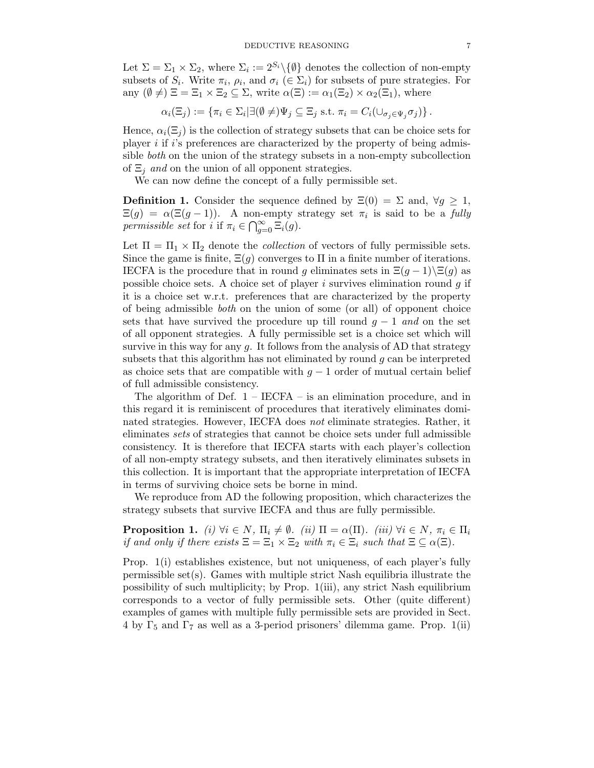Let $\Sigma = \Sigma_1 \times \Sigma_2$, where $\Sigma_i := 2^{S_i}\backslash\{\emptyset\}$ denotes the collection of non-empty subsets of $S_i$. Write $\pi_i$, $\rho_i$, and $\sigma_i$ ($\in \Sigma_i$) for subsets of pure strategies. For any $(\emptyset \neq)$ $\Xi = \Xi_1 \times \Xi_2 \subseteq \Sigma$, write $\alpha(\Xi) := \alpha_1(\Xi_2) \times \alpha_2(\Xi_1)$, where

$$\alpha_i(\Xi_j) := \{\pi_i \in \Sigma_i | \exists (\emptyset \neq) \Psi_j \subseteq \Xi_j \text{ s.t. } \pi_i = C_i(\cup_{\sigma_j \in \Psi_j} \sigma_j)\}\,.$$

Hence, $\alpha_i(\Xi_j)$ is the collection of strategy subsets that can be choice sets for player $i$ if $i$'s preferences are characterized by the property of being admissible *both* on the union of the strategy subsets in a non-empty subcollection of $\Xi_j$ *and* on the union of all opponent strategies.

We can now define the concept of a fully permissible set.

**Definition 1.** Consider the sequence defined by $\Xi(0) = \Sigma$ and, $\forall g \geq 1$, $\Xi(g) = \alpha(\Xi(g-1))$. A non-empty strategy set $\pi_i$ is said to be a *fully permissible set* for $i$ if $\pi_i \in \bigcap_{g=0}^{\infty} \Xi_i(g)$.

Let $\Pi = \Pi_1 \times \Pi_2$ denote the *collection* of vectors of fully permissible sets. Since the game is finite, $\Xi(g)$ converges to $\Pi$ in a finite number of iterations. IECFA is the procedure that in round $g$ eliminates sets in $\Xi(g-1)\backslash\Xi(g)$ as possible choice sets. A choice set of player $i$ survives elimination round $g$ if it is a choice set w.r.t. preferences that are characterized by the property of being admissible *both* on the union of some (or all) of opponent choice sets that have survived the procedure up till round $g-1$ *and* on the set of all opponent strategies. A fully permissible set is a choice set which will survive in this way for any $g$. It follows from the analysis of AD that strategy subsets that this algorithm has not eliminated by round $g$ can be interpreted as choice sets that are compatible with $g-1$ order of mutual certain belief of full admissible consistency.

The algorithm of Def. 1 – IECFA – is an elimination procedure, and in this regard it is reminiscent of procedures that iteratively eliminates dominated strategies. However, IECFA does *not* eliminate strategies. Rather, it eliminates *sets* of strategies that cannot be choice sets under full admissible consistency. It is therefore that IECFA starts with each player's collection of all non-empty strategy subsets, and then iteratively eliminates subsets in this collection. It is important that the appropriate interpretation of IECFA in terms of surviving choice sets be borne in mind.

We reproduce from AD the following proposition, which characterizes the strategy subsets that survive IECFA and thus are fully permissible.

**Proposition 1.** *(i)* $\forall i \in N$, $\Pi_i \neq \emptyset$. *(ii)* $\Pi = \alpha(\Pi)$. *(iii)* $\forall i \in N$, $\pi_i \in \Pi_i$ *if and only if there exists* $\Xi = \Xi_1 \times \Xi_2$ *with* $\pi_i \in \Xi_i$ *such that* $\Xi \subseteq \alpha(\Xi)$.

Prop. 1(i) establishes existence, but not uniqueness, of each player's fully permissible set(s). Games with multiple strict Nash equilibria illustrate the possibility of such multiplicity; by Prop. 1(iii), any strict Nash equilibrium corresponds to a vector of fully permissible sets. Other (quite different) examples of games with multiple fully permissible sets are provided in Sect. 4 by $\Gamma_5$ and $\Gamma_7$ as well as a 3-period prisoners' dilemma game. Prop. 1(ii)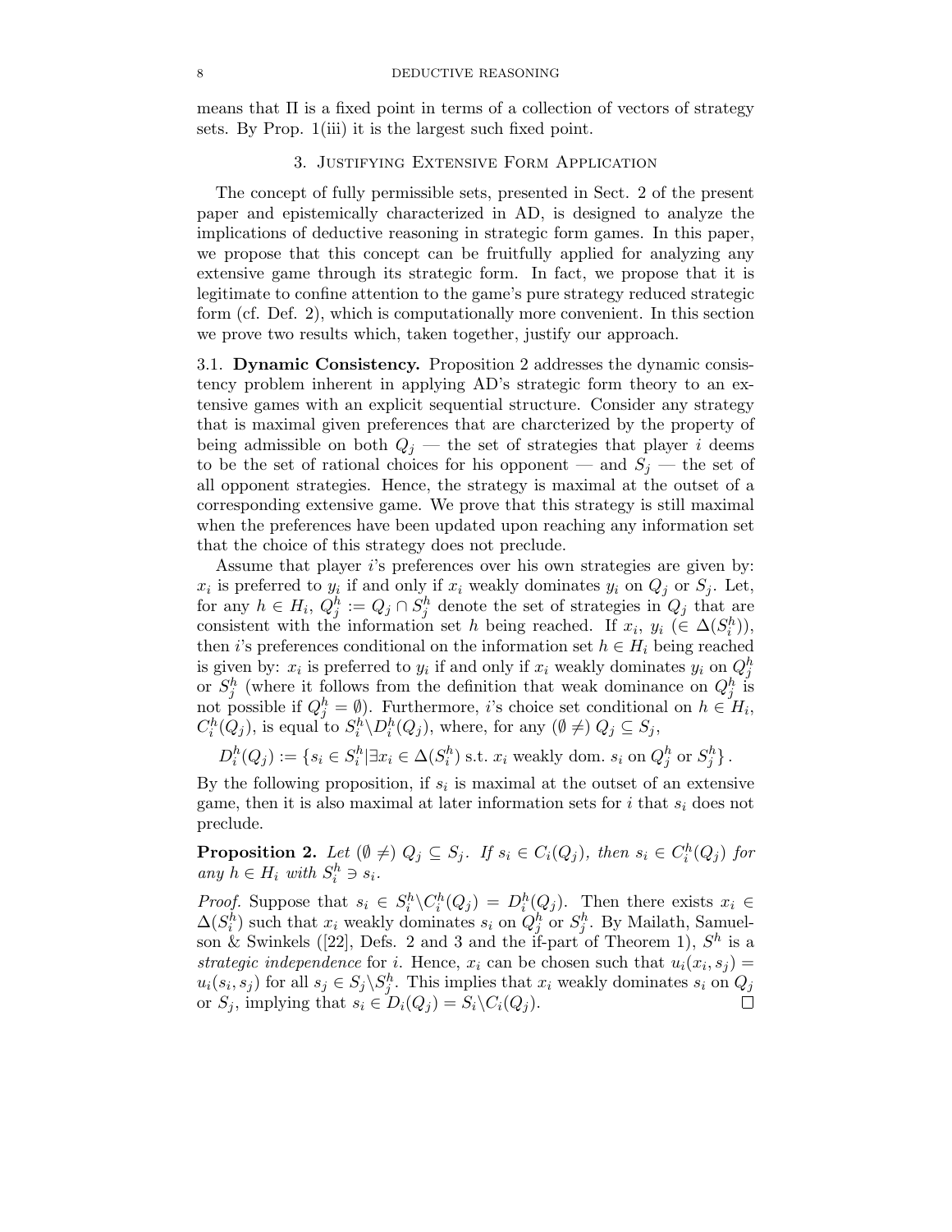means that $\Pi$ is a fixed point in terms of a collection of vectors of strategy sets. By Prop. 1(iii) it is the largest such fixed point.

## 3. Justifying Extensive Form Application

The concept of fully permissible sets, presented in Sect. 2 of the present paper and epistemically characterized in AD, is designed to analyze the implications of deductive reasoning in strategic form games. In this paper, we propose that this concept can be fruitfully applied for analyzing any extensive game through its strategic form. In fact, we propose that it is legitimate to confine attention to the game's pure strategy reduced strategic form (cf. Def. 2), which is computationally more convenient. In this section we prove two results which, taken together, justify our approach.

**3.1. Dynamic Consistency.** Proposition 2 addresses the dynamic consistency problem inherent in applying AD's strategic form theory to an extensive games with an explicit sequential structure. Consider any strategy that is maximal given preferences that are charcterized by the property of being admissible on both $Q_j$ — the set of strategies that player $i$ deems to be the set of rational choices for his opponent — and $S_j$ — the set of all opponent strategies. Hence, the strategy is maximal at the outset of a corresponding extensive game. We prove that this strategy is still maximal when the preferences have been updated upon reaching any information set that the choice of this strategy does not preclude.

Assume that player $i$'s preferences over his own strategies are given by: $x_i$ is preferred to $y_i$ if and only if $x_i$ weakly dominates $y_i$ on $Q_j$ or $S_j$. Let, for any $h \in H_i$, $Q_j^h := Q_j \cap S_j^h$ denote the set of strategies in $Q_j$ that are consistent with the information set $h$ being reached. If $x_i$, $y_i$ ($\in \Delta(S_i^h)$), then $i$'s preferences conditional on the information set $h \in H_i$ being reached is given by: $x_i$ is preferred to $y_i$ if and only if $x_i$ weakly dominates $y_i$ on $Q_j^h$ or $S_j^h$ (where it follows from the definition that weak dominance on $Q_j^h$ is not possible if $Q_j^h = \emptyset$). Furthermore, $i$'s choice set conditional on $h \in H_i$, $C_i^h(Q_j)$, is equal to $S_i^h \backslash D_i^h(Q_j)$, where, for any $(\emptyset \neq) \, Q_j \subseteq S_j$,

$$D_i^h(Q_j) := \{s_i \in S_i^h | \exists x_i \in \Delta(S_i^h) \text{ s.t. } x_i \text{ weakly dom. } s_i \text{ on } Q_j^h \text{ or } S_j^h\}.$$

By the following proposition, if $s_i$ is maximal at the outset of an extensive game, then it is also maximal at later information sets for $i$ that $s_i$ does not preclude.

**Proposition 2.** *Let $(\emptyset \neq) \, Q_j \subseteq S_j$. If $s_i \in C_i(Q_j)$, then $s_i \in C_i^h(Q_j)$ for any $h \in H_i$ with $S_i^h \ni s_i$.*

*Proof.* Suppose that $s_i \in S_i^h \backslash C_i^h(Q_j) = D_i^h(Q_j)$. Then there exists $x_i \in \Delta(S_i^h)$ such that $x_i$ weakly dominates $s_i$ on $Q_j^h$ or $S_j^h$. By Mailath, Samuelson & Swinkels ([22], Defs. 2 and 3 and the if-part of Theorem 1), $S^h$ is a *strategic independence* for $i$. Hence, $x_i$ can be chosen such that $u_i(x_i, s_j) = u_i(s_i, s_j)$ for all $s_j \in S_j \backslash S_j^h$. This implies that $x_i$ weakly dominates $s_i$ on $Q_j$ or $S_j$, implying that $s_i \in D_i(Q_j) = S_i \backslash C_i(Q_j)$. $\square$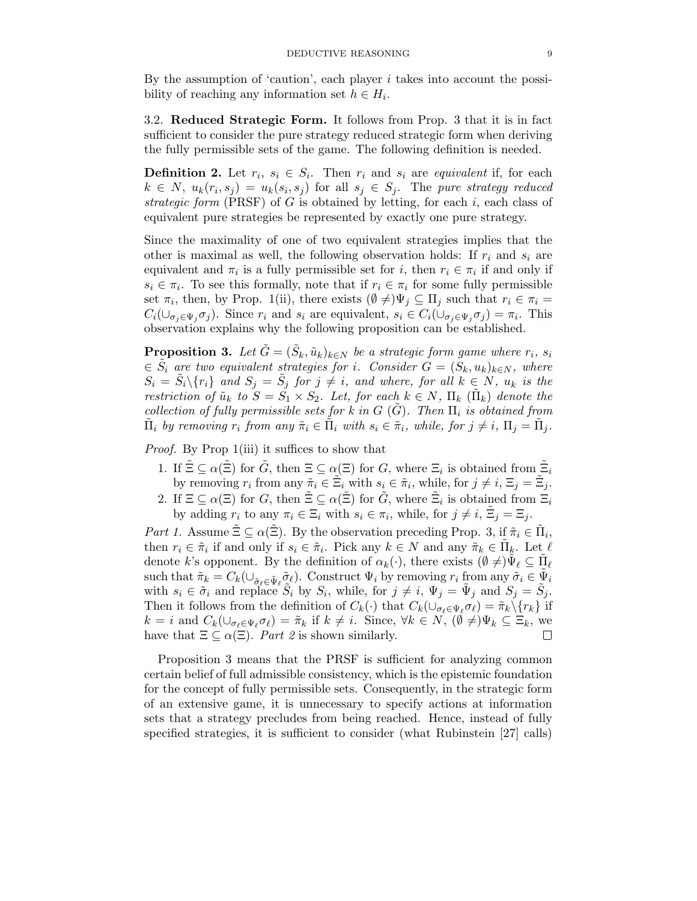By the assumption of 'caution', each player $i$ takes into account the possibility of reaching any information set $h \in H_i$.

3.2. **Reduced Strategic Form.** It follows from Prop. 3 that it is in fact sufficient to consider the pure strategy reduced strategic form when deriving the fully permissible sets of the game. The following definition is needed.

**Definition 2.** Let $r_i$, $s_i \in S_i$. Then $r_i$ and $s_i$ are *equivalent* if, for each $k \in N$, $u_k(r_i, s_j) = u_k(s_i, s_j)$ for all $s_j \in S_j$. The *pure strategy reduced strategic form* (PRSF) of $G$ is obtained by letting, for each $i$, each class of equivalent pure strategies be represented by exactly one pure strategy.

Since the maximality of one of two equivalent strategies implies that the other is maximal as well, the following observation holds: If $r_i$ and $s_i$ are equivalent and $\pi_i$ is a fully permissible set for $i$, then $r_i \in \pi_i$ if and only if $s_i \in \pi_i$. To see this formally, note that if $r_i \in \pi_i$ for some fully permissible set $\pi_i$, then, by Prop. 1(ii), there exists $(\emptyset \neq)\Psi_j \subseteq \Pi_j$ such that $r_i \in \pi_i = C_i(\cup_{\sigma_j \in \Psi_j} \sigma_j)$. Since $r_i$ and $s_i$ are equivalent, $s_i \in C_i(\cup_{\sigma_j \in \Psi_j} \sigma_j) = \pi_i$. This observation explains why the following proposition can be established.

**Proposition 3.** *Let $\tilde{G} = (\tilde{S}_k, \tilde{u}_k)_{k \in N}$ be a strategic form game where $r_i$, $s_i \in \tilde{S}_i$ are two equivalent strategies for $i$. Consider $G = (S_k, u_k)_{k \in N}$, where $S_i = \tilde{S}_i \backslash \{r_i\}$ and $S_j = \tilde{S}_j$ for $j \neq i$, and where, for all $k \in N$, $u_k$ is the restriction of $\tilde{u}_k$ to $S = S_1 \times S_2$. Let, for each $k \in N$, $\Pi_k$ ($\tilde{\Pi}_k$) denote the collection of fully permissible sets for $k$ in $G$ ($\tilde{G}$). Then $\Pi_i$ is obtained from $\tilde{\Pi}_i$ by removing $r_i$ from any $\tilde{\pi}_i \in \tilde{\Pi}_i$ with $s_i \in \tilde{\pi}_i$, while, for $j \neq i$, $\Pi_j = \tilde{\Pi}_j$.*

*Proof.* By Prop 1(iii) it suffices to show that

1. If $\tilde{\Xi} \subseteq \alpha(\tilde{\Xi})$ for $\tilde{G}$, then $\Xi \subseteq \alpha(\Xi)$ for $G$, where $\Xi_i$ is obtained from $\tilde{\Xi}_i$ by removing $r_i$ from any $\tilde{\pi}_i \in \tilde{\Xi}_i$ with $s_i \in \tilde{\pi}_i$, while, for $j \neq i$, $\Xi_j = \tilde{\Xi}_j$.
2. If $\Xi \subseteq \alpha(\Xi)$ for $G$, then $\tilde{\Xi} \subseteq \alpha(\tilde{\Xi})$ for $\tilde{G}$, where $\tilde{\Xi}_i$ is obtained from $\Xi_i$ by adding $r_i$ to any $\pi_i \in \Xi_i$ with $s_i \in \pi_i$, while, for $j \neq i$, $\tilde{\Xi}_j = \Xi_j$.

*Part 1.* Assume $\tilde{\Xi} \subseteq \alpha(\tilde{\Xi})$. By the observation preceding Prop. 3, if $\tilde{\pi}_i \in \tilde{\Pi}_i$, then $r_i \in \tilde{\pi}_i$ if and only if $s_i \in \tilde{\pi}_i$. Pick any $k \in N$ and any $\tilde{\pi}_k \in \tilde{\Pi}_k$. Let $\ell$ denote $k$'s opponent. By the definition of $\alpha_k(\cdot)$, there exists $(\emptyset \neq)\tilde{\Psi}_\ell \subseteq \tilde{\Pi}_\ell$ such that $\tilde{\pi}_k = C_k(\cup_{\tilde{\sigma}_\ell \in \tilde{\Psi}_\ell} \tilde{\sigma}_\ell)$. Construct $\Psi_i$ by removing $r_i$ from any $\tilde{\sigma}_i \in \tilde{\Psi}_i$ with $s_i \in \tilde{\sigma}_i$ and replace $\tilde{S}_i$ by $S_i$, while, for $j \neq i$, $\Psi_j = \tilde{\Psi}_j$ and $S_j = \tilde{S}_j$. Then it follows from the definition of $C_k(\cdot)$ that $C_k(\cup_{\sigma_\ell \in \Psi_\ell} \sigma_\ell) = \tilde{\pi}_k \backslash \{r_k\}$ if $k = i$ and $C_k(\cup_{\sigma_\ell \in \Psi_\ell} \sigma_\ell) = \tilde{\pi}_k$ if $k \neq i$. Since, $\forall k \in N$, $(\emptyset \neq)\Psi_k \subseteq \Xi_k$, we have that $\Xi \subseteq \alpha(\Xi)$. *Part 2* is shown similarly. $\square$

Proposition 3 means that the PRSF is sufficient for analyzing common certain belief of full admissible consistency, which is the epistemic foundation for the concept of fully permissible sets. Consequently, in the strategic form of an extensive game, it is unnecessary to specify actions at information sets that a strategy precludes from being reached. Hence, instead of fully specified strategies, it is sufficient to consider (what Rubinstein [27] calls)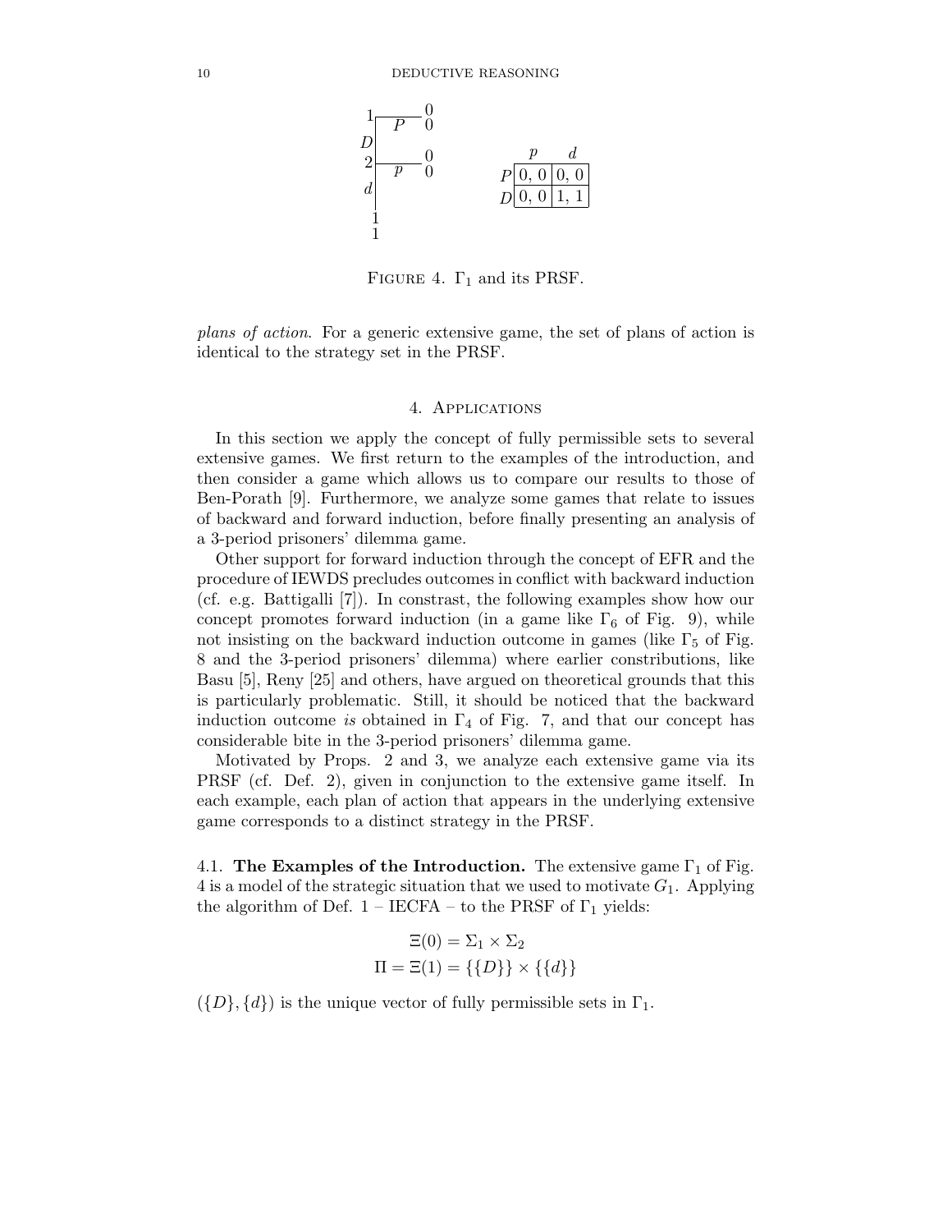|   | $p$ | $d$ |
|---|---|---|
| $P$ | 0, 0 | 0, 0 |
| $D$ | 0, 0 | 1, 1 |

FIGURE 4. $\Gamma_1$ and its PRSF.

*plans of action*. For a generic extensive game, the set of plans of action is identical to the strategy set in the PRSF.

## 4. Applications

In this section we apply the concept of fully permissible sets to several extensive games. We first return to the examples of the introduction, and then consider a game which allows us to compare our results to those of Ben-Porath [9]. Furthermore, we analyze some games that relate to issues of backward and forward induction, before finally presenting an analysis of a 3-period prisoners' dilemma game.

Other support for forward induction through the concept of EFR and the procedure of IEWDS precludes outcomes in conflict with backward induction (cf. e.g. Battigalli [7]). In constrast, the following examples show how our concept promotes forward induction (in a game like $\Gamma_6$ of Fig. 9), while not insisting on the backward induction outcome in games (like $\Gamma_5$ of Fig. 8 and the 3-period prisoners' dilemma) where earlier constributions, like Basu [5], Reny [25] and others, have argued on theoretical grounds that this is particularly problematic. Still, it should be noticed that the backward induction outcome *is* obtained in $\Gamma_4$ of Fig. 7, and that our concept has considerable bite in the 3-period prisoners' dilemma game.

Motivated by Props. 2 and 3, we analyze each extensive game via its PRSF (cf. Def. 2), given in conjunction to the extensive game itself. In each example, each plan of action that appears in the underlying extensive game corresponds to a distinct strategy in the PRSF.

4.1. **The Examples of the Introduction.** The extensive game $\Gamma_1$ of Fig. 4 is a model of the strategic situation that we used to motivate $G_1$. Applying the algorithm of Def. 1 – IECFA – to the PRSF of $\Gamma_1$ yields:

$$\Xi(0) = \Sigma_1 \times \Sigma_2$$
$$\Pi = \Xi(1) = \{\{D\}\} \times \{\{d\}\}$$

$(\{D\}, \{d\})$ is the unique vector of fully permissible sets in $\Gamma_1$.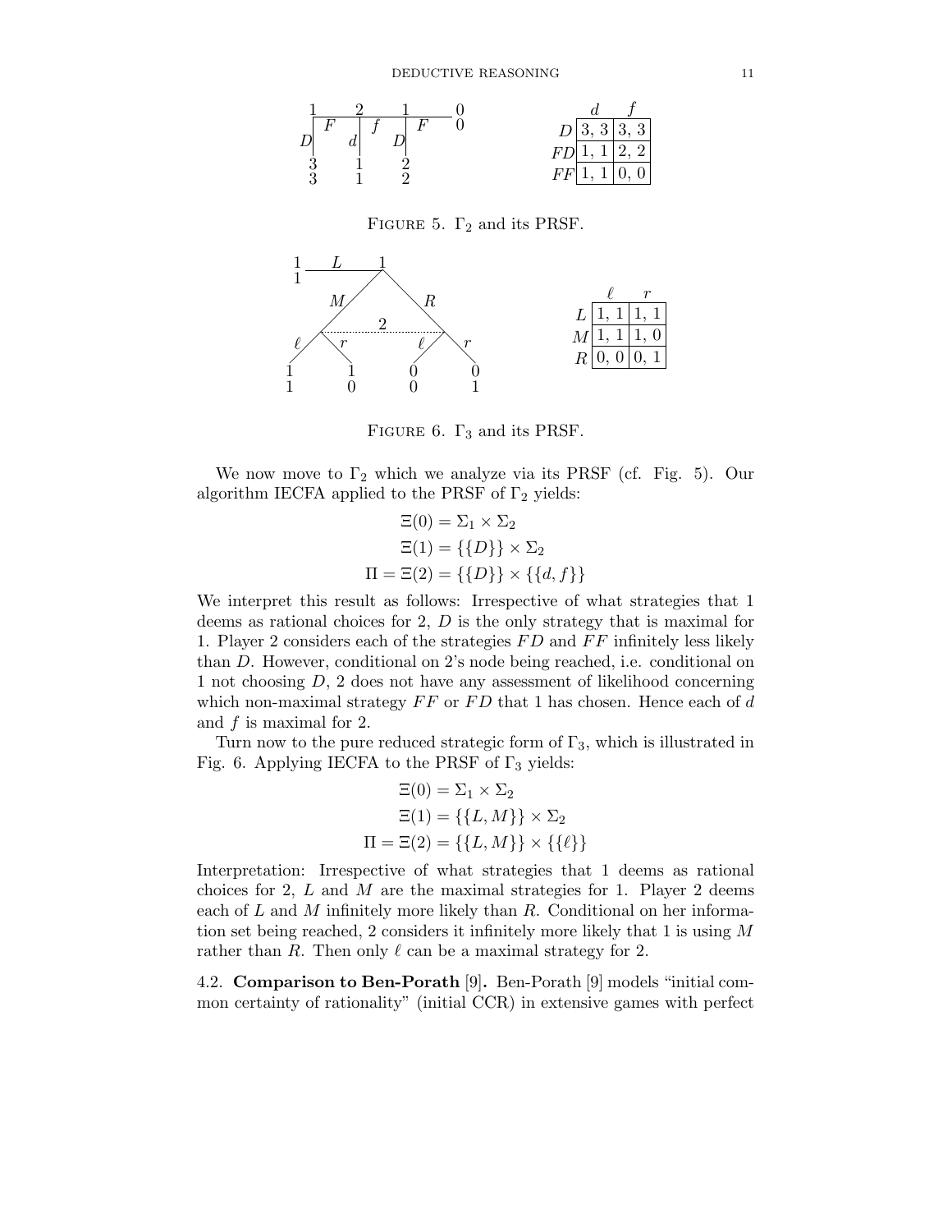| | $d$ | $f$ |
|---|---|---|
| $D$ | 3, 3 | 3, 3 |
| $FD$ | 1, 1 | 2, 2 |
| $FF$ | 1, 1 | 0, 0 |

Figure 5. $\Gamma_2$ and its PRSF.

| | $\ell$ | $r$ |
|---|---|---|
| $L$ | 1, 1 | 1, 1 |
| $M$ | 1, 1 | 1, 0 |
| $R$ | 0, 0 | 0, 1 |

Figure 6. $\Gamma_3$ and its PRSF.

We now move to $\Gamma_2$ which we analyze via its PRSF (cf. Fig. 5). Our algorithm IECFA applied to the PRSF of $\Gamma_2$ yields:

$$\Xi(0) = \Sigma_1 \times \Sigma_2$$
$$\Xi(1) = \{\{D\}\} \times \Sigma_2$$
$$\Pi = \Xi(2) = \{\{D\}\} \times \{\{d, f\}\}$$

We interpret this result as follows: Irrespective of what strategies that 1 deems as rational choices for 2, $D$ is the only strategy that is maximal for 1. Player 2 considers each of the strategies $FD$ and $FF$ infinitely less likely than $D$. However, conditional on 2's node being reached, i.e. conditional on 1 not choosing $D$, 2 does not have any assessment of likelihood concerning which non-maximal strategy $FF$ or $FD$ that 1 has chosen. Hence each of $d$ and $f$ is maximal for 2.

Turn now to the pure reduced strategic form of $\Gamma_3$, which is illustrated in Fig. 6. Applying IECFA to the PRSF of $\Gamma_3$ yields:

$$\Xi(0) = \Sigma_1 \times \Sigma_2$$
$$\Xi(1) = \{\{L, M\}\} \times \Sigma_2$$
$$\Pi = \Xi(2) = \{\{L, M\}\} \times \{\{\ell\}\}$$

Interpretation: Irrespective of what strategies that 1 deems as rational choices for 2, $L$ and $M$ are the maximal strategies for 1. Player 2 deems each of $L$ and $M$ infinitely more likely than $R$. Conditional on her information set being reached, 2 considers it infinitely more likely that 1 is using $M$ rather than $R$. Then only $\ell$ can be a maximal strategy for 2.

4.2. **Comparison to Ben-Porath** [9]**.** Ben-Porath [9] models "initial common certainty of rationality" (initial CCR) in extensive games with perfect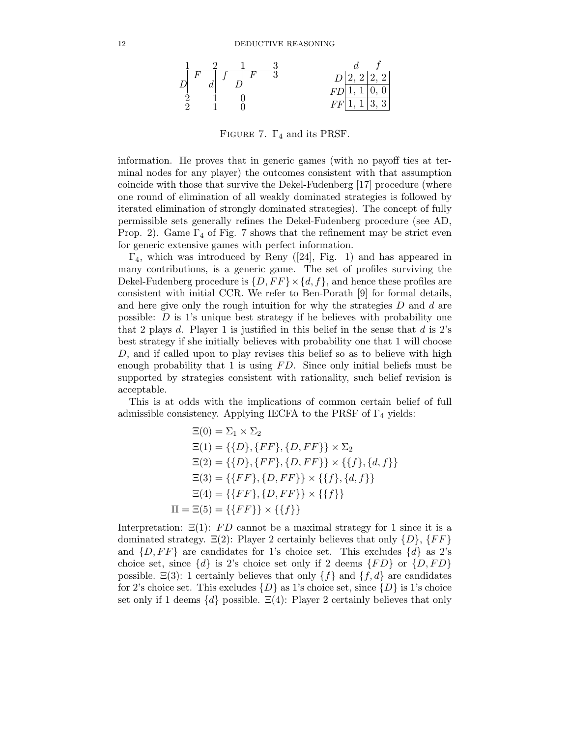| | $d$ | $f$ |
|---|---|---|
| $D$ | 2, 2 | 2, 2 |
| $FD$ | 1, 1 | 0, 0 |
| $FF$ | 1, 1 | 3, 3 |

FIGURE 7. $\Gamma_4$ and its PRSF.

information. He proves that in generic games (with no payoff ties at terminal nodes for any player) the outcomes consistent with that assumption coincide with those that survive the Dekel-Fudenberg [17] procedure (where one round of elimination of all weakly dominated strategies is followed by iterated elimination of strongly dominated strategies). The concept of fully permissible sets generally refines the Dekel-Fudenberg procedure (see AD, Prop. 2). Game $\Gamma_4$ of Fig. 7 shows that the refinement may be strict even for generic extensive games with perfect information.

$\Gamma_4$, which was introduced by Reny ([24], Fig. 1) and has appeared in many contributions, is a generic game. The set of profiles surviving the Dekel-Fudenberg procedure is $\{D, FF\} \times \{d, f\}$, and hence these profiles are consistent with initial CCR. We refer to Ben-Porath [9] for formal details, and here give only the rough intuition for why the strategies $D$ and $d$ are possible: $D$ is 1's unique best strategy if he believes with probability one that 2 plays $d$. Player 1 is justified in this belief in the sense that $d$ is 2's best strategy if she initially believes with probability one that 1 will choose $D$, and if called upon to play revises this belief so as to believe with high enough probability that 1 is using $FD$. Since only initial beliefs must be supported by strategies consistent with rationality, such belief revision is acceptable.

This is at odds with the implications of common certain belief of full admissible consistency. Applying IECFA to the PRSF of $\Gamma_4$ yields:

$$\Xi(0) = \Sigma_1 \times \Sigma_2$$
$$\Xi(1) = \{\{D\}, \{FF\}, \{D, FF\}\} \times \Sigma_2$$
$$\Xi(2) = \{\{D\}, \{FF\}, \{D, FF\}\} \times \{\{f\}, \{d, f\}\}$$
$$\Xi(3) = \{\{FF\}, \{D, FF\}\} \times \{\{f\}, \{d, f\}\}$$
$$\Xi(4) = \{\{FF\}, \{D, FF\}\} \times \{\{f\}\}$$
$$\Pi = \Xi(5) = \{\{FF\}\} \times \{\{f\}\}$$

Interpretation: $\Xi(1)$: $FD$ cannot be a maximal strategy for 1 since it is a dominated strategy. $\Xi(2)$: Player 2 certainly believes that only $\{D\}$, $\{FF\}$ and $\{D, FF\}$ are candidates for 1's choice set. This excludes $\{d\}$ as 2's choice set, since $\{d\}$ is 2's choice set only if 2 deems $\{FD\}$ or $\{D, FD\}$ possible. $\Xi(3)$: 1 certainly believes that only $\{f\}$ and $\{f, d\}$ are candidates for 2's choice set. This excludes $\{D\}$ as 1's choice set, since $\{D\}$ is 1's choice set only if 1 deems $\{d\}$ possible. $\Xi(4)$: Player 2 certainly believes that only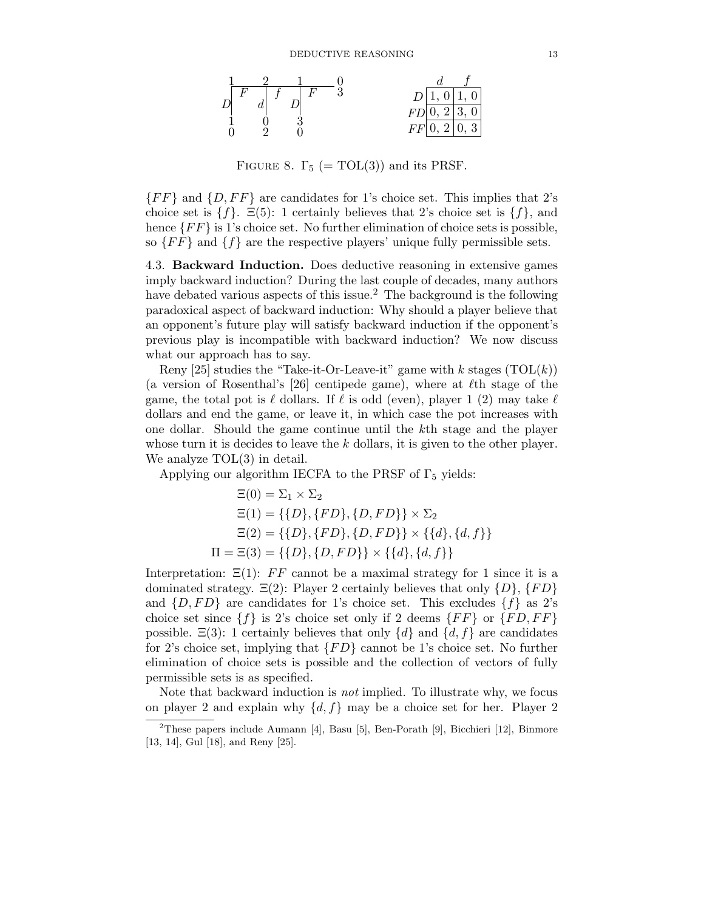|  | $d$ | $f$ |
|---|---|---|
| $D$ | 1, 0 | 1, 0 |
| $FD$ | 0, 2 | 3, 0 |
| $FF$ | 0, 2 | 0, 3 |

Figure 8. $\Gamma_5$ (= TOL(3)) and its PRSF.

$\{FF\}$ and $\{D, FF\}$ are candidates for 1's choice set. This implies that 2's choice set is $\{f\}$. $\Xi(5)$: 1 certainly believes that 2's choice set is $\{f\}$, and hence $\{FF\}$ is 1's choice set. No further elimination of choice sets is possible, so $\{FF\}$ and $\{f\}$ are the respective players' unique fully permissible sets.

4.3. **Backward Induction.** Does deductive reasoning in extensive games imply backward induction? During the last couple of decades, many authors have debated various aspects of this issue.[2] The background is the following paradoxical aspect of backward induction: Why should a player believe that an opponent's future play will satisfy backward induction if the opponent's previous play is incompatible with backward induction? We now discuss what our approach has to say.

Reny [25] studies the "Take-it-Or-Leave-it" game with $k$ stages (TOL($k$)) (a version of Rosenthal's [26] centipede game), where at $\ell$th stage of the game, the total pot is $\ell$ dollars. If $\ell$ is odd (even), player 1 (2) may take $\ell$ dollars and end the game, or leave it, in which case the pot increases with one dollar. Should the game continue until the $k$th stage and the player whose turn it is decides to leave the $k$ dollars, it is given to the other player. We analyze TOL(3) in detail.

Applying our algorithm IECFA to the PRSF of $\Gamma_5$ yields:

$$\Xi(0) = \Sigma_1 \times \Sigma_2$$
$$\Xi(1) = \{\{D\}, \{FD\}, \{D, FD\}\} \times \Sigma_2$$
$$\Xi(2) = \{\{D\}, \{FD\}, \{D, FD\}\} \times \{\{d\}, \{d, f\}\}$$
$$\Pi = \Xi(3) = \{\{D\}, \{D, FD\}\} \times \{\{d\}, \{d, f\}\}$$

Interpretation: $\Xi(1)$: $FF$ cannot be a maximal strategy for 1 since it is a dominated strategy. $\Xi(2)$: Player 2 certainly believes that only $\{D\}$, $\{FD\}$ and $\{D, FD\}$ are candidates for 1's choice set. This excludes $\{f\}$ as 2's choice set since $\{f\}$ is 2's choice set only if 2 deems $\{FF\}$ or $\{FD, FF\}$ possible. $\Xi(3)$: 1 certainly believes that only $\{d\}$ and $\{d, f\}$ are candidates for 2's choice set, implying that $\{FD\}$ cannot be 1's choice set. No further elimination of choice sets is possible and the collection of vectors of fully permissible sets is as specified.

Note that backward induction is *not* implied. To illustrate why, we focus on player 2 and explain why $\{d, f\}$ may be a choice set for her. Player 2

[2] These papers include Aumann [4], Basu [5], Ben-Porath [9], Bicchieri [12], Binmore [13, 14], Gul [18], and Reny [25].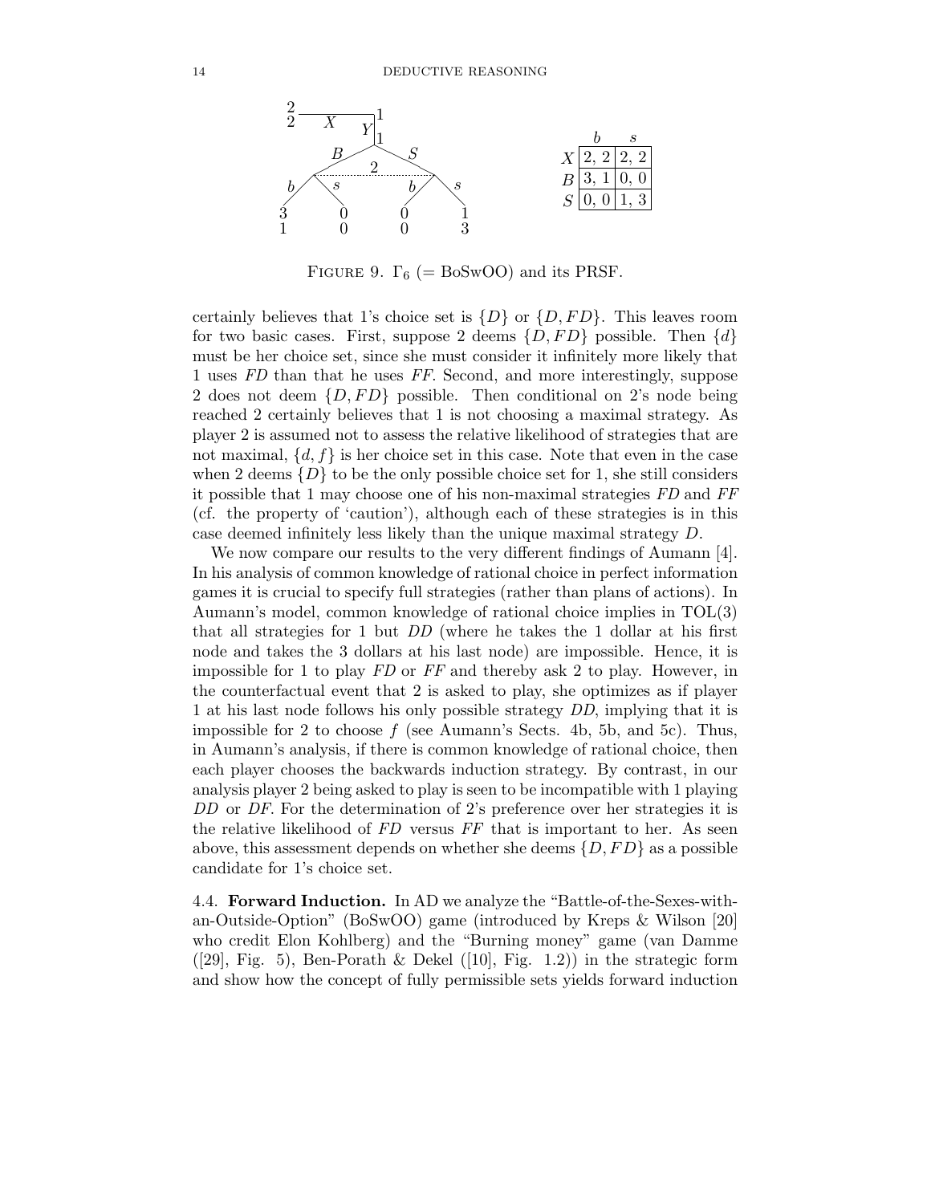|   | $b$ | $s$ |
|---|---|---|
| $X$ | 2, 2 | 2, 2 |
| $B$ | 3, 1 | 0, 0 |
| $S$ | 0, 0 | 1, 3 |

FIGURE 9. $\Gamma_6$ (= BoSwOO) and its PRSF.

certainly believes that 1's choice set is $\{D\}$ or $\{D, FD\}$. This leaves room for two basic cases. First, suppose 2 deems $\{D, FD\}$ possible. Then $\{d\}$ must be her choice set, since she must consider it infinitely more likely that 1 uses $FD$ than that he uses $FF$. Second, and more interestingly, suppose 2 does not deem $\{D, FD\}$ possible. Then conditional on 2's node being reached 2 certainly believes that 1 is not choosing a maximal strategy. As player 2 is assumed not to assess the relative likelihood of strategies that are not maximal, $\{d, f\}$ is her choice set in this case. Note that even in the case when 2 deems $\{D\}$ to be the only possible choice set for 1, she still considers it possible that 1 may choose one of his non-maximal strategies $FD$ and $FF$ (cf. the property of 'caution'), although each of these strategies is in this case deemed infinitely less likely than the unique maximal strategy $D$.

We now compare our results to the very different findings of Aumann [4]. In his analysis of common knowledge of rational choice in perfect information games it is crucial to specify full strategies (rather than plans of actions). In Aumann's model, common knowledge of rational choice implies in TOL(3) that all strategies for 1 but $DD$ (where he takes the 1 dollar at his first node and takes the 3 dollars at his last node) are impossible. Hence, it is impossible for 1 to play $FD$ or $FF$ and thereby ask 2 to play. However, in the counterfactual event that 2 is asked to play, she optimizes as if player 1 at his last node follows his only possible strategy $DD$, implying that it is impossible for 2 to choose $f$ (see Aumann's Sects. 4b, 5b, and 5c). Thus, in Aumann's analysis, if there is common knowledge of rational choice, then each player chooses the backwards induction strategy. By contrast, in our analysis player 2 being asked to play is seen to be incompatible with 1 playing $DD$ or $DF$. For the determination of 2's preference over her strategies it is the relative likelihood of $FD$ versus $FF$ that is important to her. As seen above, this assessment depends on whether she deems $\{D, FD\}$ as a possible candidate for 1's choice set.

4.4. **Forward Induction.** In AD we analyze the "Battle-of-the-Sexes-with-an-Outside-Option" (BoSwOO) game (introduced by Kreps & Wilson [20] who credit Elon Kohlberg) and the "Burning money" game (van Damme ([29], Fig. 5), Ben-Porath & Dekel ([10], Fig. 1.2)) in the strategic form and show how the concept of fully permissible sets yields forward induction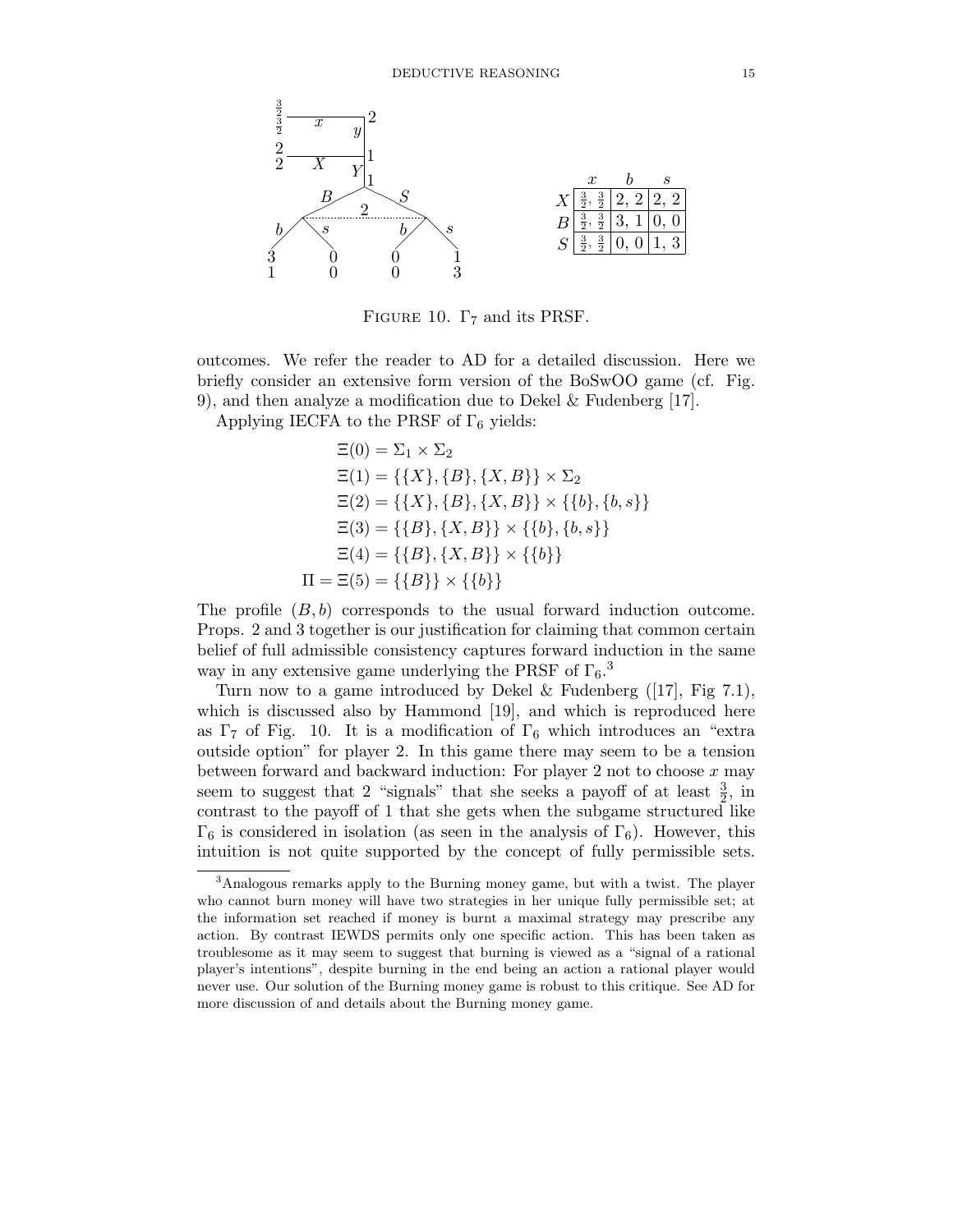|   | $x$ | $b$ | $s$ |
|---|---|---|---|
| $X$ | $\frac{3}{2}, \frac{3}{2}$ | 2, 2 | 2, 2 |
| $B$ | $\frac{3}{2}, \frac{3}{2}$ | 3, 1 | 0, 0 |
| $S$ | $\frac{3}{2}, \frac{3}{2}$ | 0, 0 | 1, 3 |

FIGURE 10. $\Gamma_7$ and its PRSF.

outcomes. We refer the reader to AD for a detailed discussion. Here we briefly consider an extensive form version of the BoSwOO game (cf. Fig. 9), and then analyze a modification due to Dekel & Fudenberg [17].

Applying IECFA to the PRSF of $\Gamma_6$ yields:

$$
\begin{aligned}
\Xi(0) &= \Sigma_1 \times \Sigma_2 \\
\Xi(1) &= \{\{X\}, \{B\}, \{X, B\}\} \times \Sigma_2 \\
\Xi(2) &= \{\{X\}, \{B\}, \{X, B\}\} \times \{\{b\}, \{b, s\}\} \\
\Xi(3) &= \{\{B\}, \{X, B\}\} \times \{\{b\}, \{b, s\}\} \\
\Xi(4) &= \{\{B\}, \{X, B\}\} \times \{\{b\}\} \\
\Pi = \Xi(5) &= \{\{B\}\} \times \{\{b\}\}
\end{aligned}
$$

The profile $(B, b)$ corresponds to the usual forward induction outcome. Props. 2 and 3 together is our justification for claiming that common certain belief of full admissible consistency captures forward induction in the same way in any extensive game underlying the PRSF of $\Gamma_6$.[3]

Turn now to a game introduced by Dekel & Fudenberg ([17], Fig 7.1), which is discussed also by Hammond [19], and which is reproduced here as $\Gamma_7$ of Fig. 10. It is a modification of $\Gamma_6$ which introduces an "extra outside option" for player 2. In this game there may seem to be a tension between forward and backward induction: For player 2 not to choose $x$ may seem to suggest that 2 "signals" that she seeks a payoff of at least $\frac{3}{2}$, in contrast to the payoff of 1 that she gets when the subgame structured like $\Gamma_6$ is considered in isolation (as seen in the analysis of $\Gamma_6$). However, this intuition is not quite supported by the concept of fully permissible sets.

[3] Analogous remarks apply to the Burning money game, but with a twist. The player who cannot burn money will have two strategies in her unique fully permissible set; at the information set reached if money is burnt a maximal strategy may prescribe any action. By contrast IEWDS permits only one specific action. This has been taken as troublesome as it may seem to suggest that burning is viewed as a "signal of a rational player's intentions", despite burning in the end being an action a rational player would never use. Our solution of the Burning money game is robust to this critique. See AD for more discussion of and details about the Burning money game.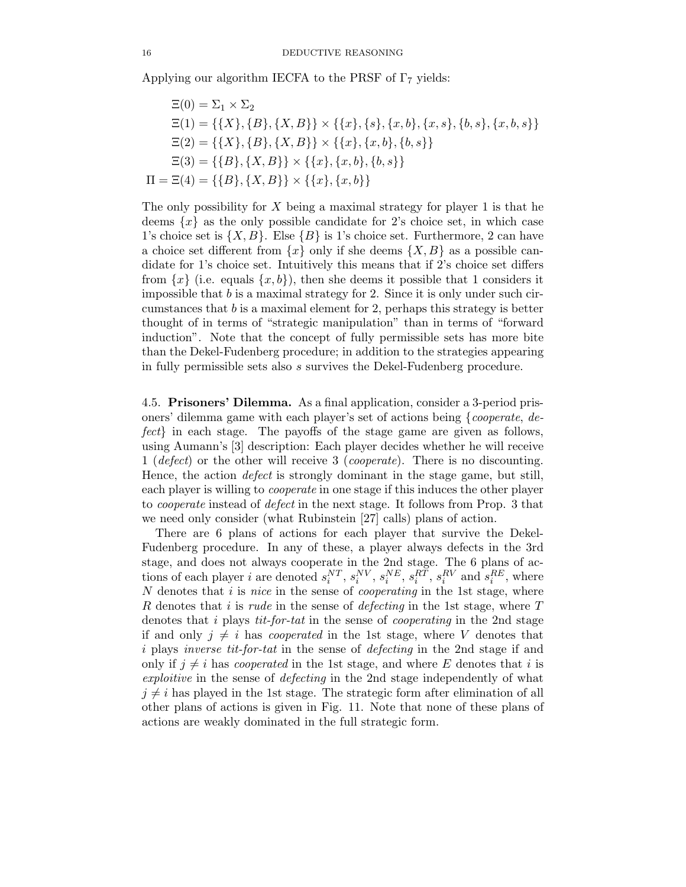Applying our algorithm IECFA to the PRSF of $\Gamma_7$ yields:

$$
\begin{aligned}
\Xi(0) &= \Sigma_1 \times \Sigma_2 \\
\Xi(1) &= \{\{X\}, \{B\}, \{X, B\}\} \times \{\{x\}, \{s\}, \{x, b\}, \{x, s\}, \{b, s\}, \{x, b, s\}\} \\
\Xi(2) &= \{\{X\}, \{B\}, \{X, B\}\} \times \{\{x\}, \{x, b\}, \{b, s\}\} \\
\Xi(3) &= \{\{B\}, \{X, B\}\} \times \{\{x\}, \{x, b\}, \{b, s\}\} \\
\Pi = \Xi(4) &= \{\{B\}, \{X, B\}\} \times \{\{x\}, \{x, b\}\}
\end{aligned}
$$

The only possibility for $X$ being a maximal strategy for player 1 is that he deems $\{x\}$ as the only possible candidate for 2's choice set, in which case 1's choice set is $\{X, B\}$. Else $\{B\}$ is 1's choice set. Furthermore, 2 can have a choice set different from $\{x\}$ only if she deems $\{X, B\}$ as a possible candidate for 1's choice set. Intuitively this means that if 2's choice set differs from $\{x\}$ (i.e. equals $\{x, b\}$), then she deems it possible that 1 considers it impossible that $b$ is a maximal strategy for 2. Since it is only under such circumstances that $b$ is a maximal element for 2, perhaps this strategy is better thought of in terms of "strategic manipulation" than in terms of "forward induction". Note that the concept of fully permissible sets has more bite than the Dekel-Fudenberg procedure; in addition to the strategies appearing in fully permissible sets also $s$ survives the Dekel-Fudenberg procedure.

**4.5. Prisoners' Dilemma.** As a final application, consider a 3-period prisoners' dilemma game with each player's set of actions being {*cooperate*, *defect*} in each stage. The payoffs of the stage game are given as follows, using Aumann's [3] description: Each player decides whether he will receive 1 (*defect*) or the other will receive 3 (*cooperate*). There is no discounting. Hence, the action *defect* is strongly dominant in the stage game, but still, each player is willing to *cooperate* in one stage if this induces the other player to *cooperate* instead of *defect* in the next stage. It follows from Prop. 3 that we need only consider (what Rubinstein [27] calls) plans of action.

There are 6 plans of actions for each player that survive the Dekel-Fudenberg procedure. In any of these, a player always defects in the 3rd stage, and does not always cooperate in the 2nd stage. The 6 plans of actions of each player $i$ are denoted $s_i^{NT}$, $s_i^{NV}$, $s_i^{NE}$, $s_i^{RT}$, $s_i^{RV}$ and $s_i^{RE}$, where $N$ denotes that $i$ is *nice* in the sense of *cooperating* in the 1st stage, where $R$ denotes that $i$ is *rude* in the sense of *defecting* in the 1st stage, where $T$ denotes that $i$ plays *tit-for-tat* in the sense of *cooperating* in the 2nd stage if and only $j \neq i$ has *cooperated* in the 1st stage, where $V$ denotes that $i$ plays *inverse tit-for-tat* in the sense of *defecting* in the 2nd stage if and only if $j \neq i$ has *cooperated* in the 1st stage, and where $E$ denotes that $i$ is *exploitive* in the sense of *defecting* in the 2nd stage independently of what $j \neq i$ has played in the 1st stage. The strategic form after elimination of all other plans of actions is given in Fig. 11. Note that none of these plans of actions are weakly dominated in the full strategic form.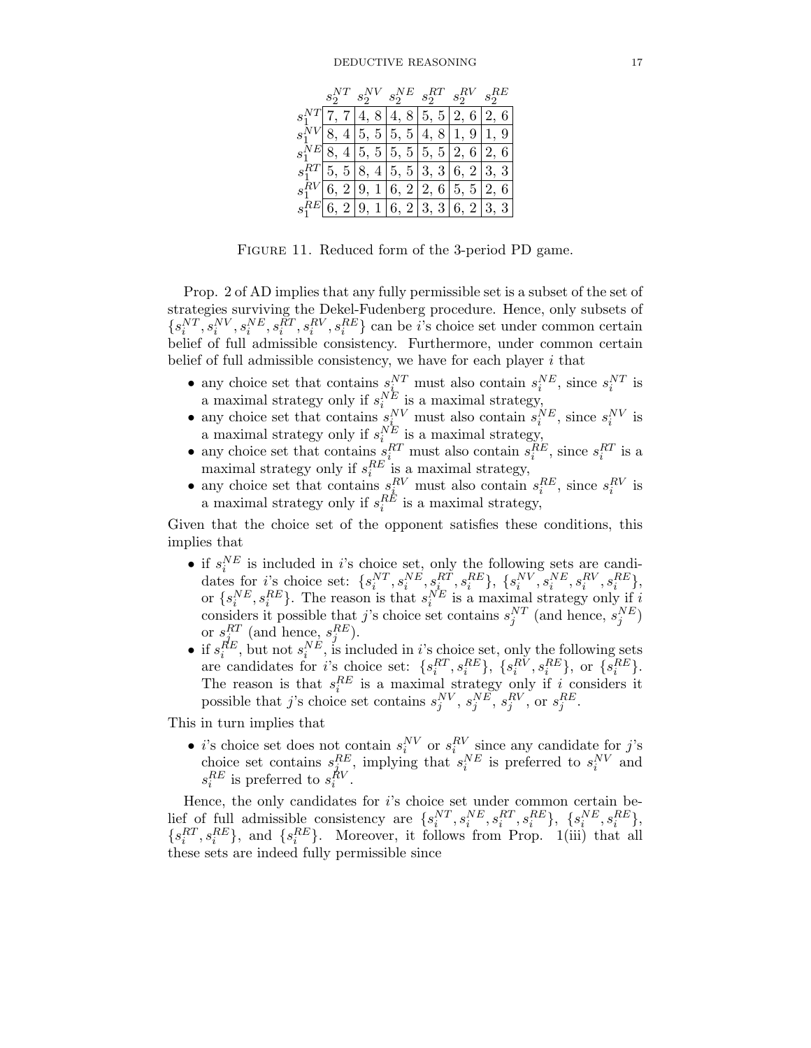| | $s_2^{NT}$ | $s_2^{NV}$ | $s_2^{NE}$ | $s_2^{RT}$ | $s_2^{RV}$ | $s_2^{RE}$ |
|---|---|---|---|---|---|---|
| $s_1^{NT}$ | 7, 7 | 4, 8 | 4, 8 | 5, 5 | 2, 6 | 2, 6 |
| $s_1^{NV}$ | 8, 4 | 5, 5 | 5, 5 | 4, 8 | 1, 9 | 1, 9 |
| $s_1^{NE}$ | 8, 4 | 5, 5 | 5, 5 | 5, 5 | 2, 6 | 2, 6 |
| $s_1^{RT}$ | 5, 5 | 8, 4 | 5, 5 | 3, 3 | 6, 2 | 3, 3 |
| $s_1^{RV}$ | 6, 2 | 9, 1 | 6, 2 | 2, 6 | 5, 5 | 2, 6 |
| $s_1^{RE}$ | 6, 2 | 9, 1 | 6, 2 | 3, 3 | 6, 2 | 3, 3 |

Figure 11. Reduced form of the 3-period PD game.

Prop. 2 of AD implies that any fully permissible set is a subset of the set of strategies surviving the Dekel-Fudenberg procedure. Hence, only subsets of $\{s_i^{NT}, s_i^{NV}, s_i^{NE}, s_i^{RT}, s_i^{RV}, s_i^{RE}\}$ can be $i$'s choice set under common certain belief of full admissible consistency. Furthermore, under common certain belief of full admissible consistency, we have for each player $i$ that

- any choice set that contains $s_i^{NT}$ must also contain $s_i^{NE}$, since $s_i^{NT}$ is a maximal strategy only if $s_i^{NE}$ is a maximal strategy,
- any choice set that contains $s_i^{NV}$ must also contain $s_i^{NE}$, since $s_i^{NV}$ is a maximal strategy only if $s_i^{NE}$ is a maximal strategy,
- any choice set that contains $s_i^{RT}$ must also contain $s_i^{RE}$, since $s_i^{RT}$ is a maximal strategy only if $s_i^{RE}$ is a maximal strategy,
- any choice set that contains $s_i^{RV}$ must also contain $s_i^{RE}$, since $s_i^{RV}$ is a maximal strategy only if $s_i^{RE}$ is a maximal strategy,

Given that the choice set of the opponent satisfies these conditions, this implies that

- if $s_i^{NE}$ is included in $i$'s choice set, only the following sets are candidates for $i$'s choice set: $\{s_i^{NT}, s_i^{NE}, s_i^{RT}, s_i^{RE}\}$, $\{s_i^{NV}, s_i^{NE}, s_i^{RV}, s_i^{RE}\}$, or $\{s_i^{NE}, s_i^{RE}\}$. The reason is that $s_i^{NE}$ is a maximal strategy only if $i$ considers it possible that $j$'s choice set contains $s_j^{NT}$ (and hence, $s_j^{NE}$) or $s_j^{RT}$ (and hence, $s_j^{RE}$).
- if $s_i^{RE}$, but not $s_i^{NE}$, is included in $i$'s choice set, only the following sets are candidates for $i$'s choice set: $\{s_i^{RT}, s_i^{RE}\}$, $\{s_i^{RV}, s_i^{RE}\}$, or $\{s_i^{RE}\}$. The reason is that $s_i^{RE}$ is a maximal strategy only if $i$ considers it possible that $j$'s choice set contains $s_j^{NV}$, $s_j^{NE}$, $s_j^{RV}$, or $s_j^{RE}$.

This in turn implies that

- $i$'s choice set does not contain $s_i^{NV}$ or $s_i^{RV}$ since any candidate for $j$'s choice set contains $s_j^{RE}$, implying that $s_i^{NE}$ is preferred to $s_i^{NV}$ and $s_i^{RE}$ is preferred to $s_i^{RV}$.

Hence, the only candidates for $i$'s choice set under common certain belief of full admissible consistency are $\{s_i^{NT}, s_i^{NE}, s_i^{RT}, s_i^{RE}\}$, $\{s_i^{NE}, s_i^{RE}\}$, $\{s_i^{RT}, s_i^{RE}\}$, and $\{s_i^{RE}\}$. Moreover, it follows from Prop. 1(iii) that all these sets are indeed fully permissible since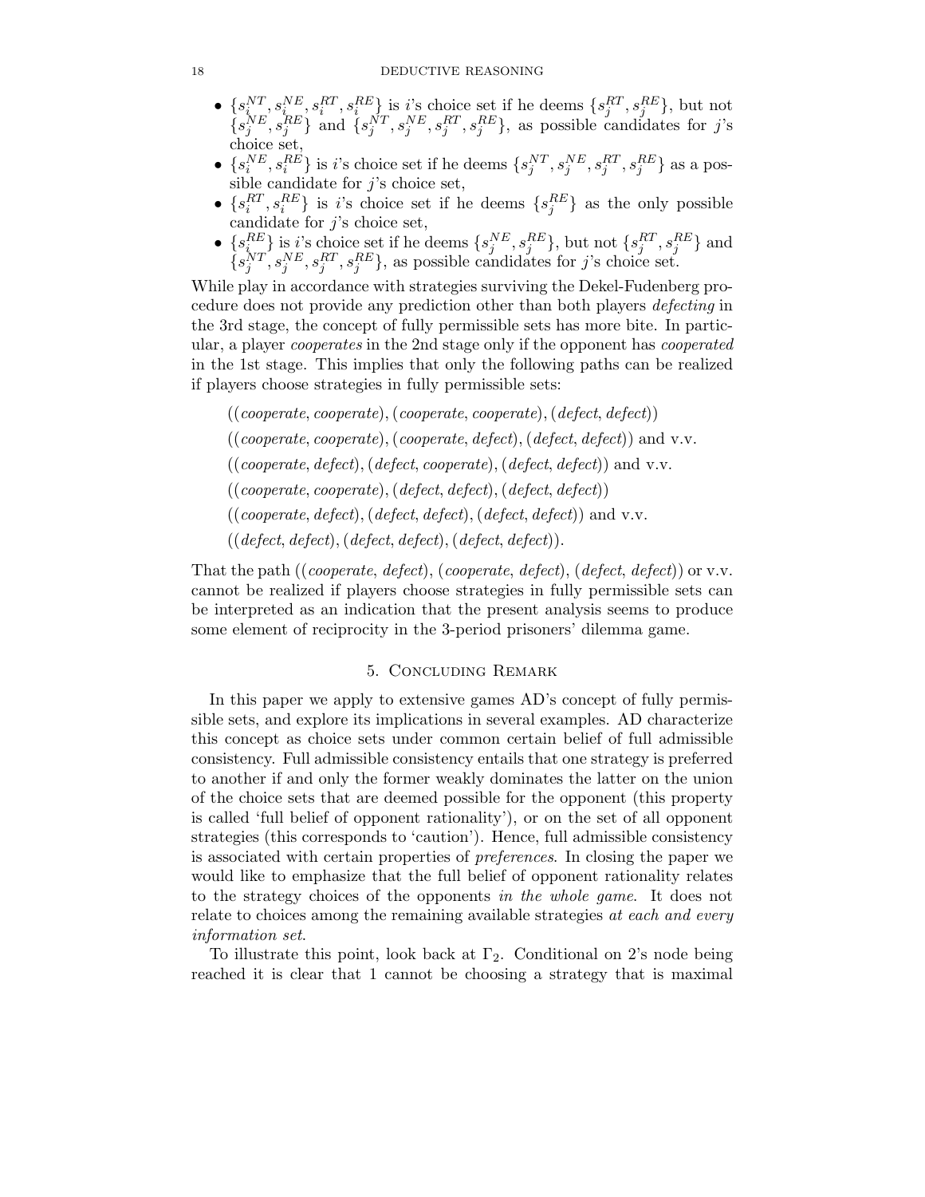- $\{s_i^{NT}, s_i^{NE}, s_i^{RT}, s_i^{RE}\}$ is $i$'s choice set if he deems $\{s_j^{RT}, s_j^{RE}\}$, but not $\{s_j^{NE}, s_j^{RE}\}$ and $\{s_j^{NT}, s_j^{NE}, s_j^{RT}, s_j^{RE}\}$, as possible candidates for $j$'s choice set,
- $\{s_i^{NE}, s_i^{RE}\}$ is $i$'s choice set if he deems $\{s_j^{NT}, s_j^{NE}, s_j^{RT}, s_j^{RE}\}$ as a possible candidate for $j$'s choice set,
- $\{s_i^{RT}, s_i^{RE}\}$ is $i$'s choice set if he deems $\{s_j^{RE}\}$ as the only possible candidate for $j$'s choice set,
- $\{s_i^{RE}\}$ is $i$'s choice set if he deems $\{s_j^{NE}, s_j^{RE}\}$, but not $\{s_j^{RT}, s_j^{RE}\}$ and $\{s_j^{NT}, s_j^{NE}, s_j^{RT}, s_j^{RE}\}$, as possible candidates for $j$'s choice set.

While play in accordance with strategies surviving the Dekel-Fudenberg procedure does not provide any prediction other than both players *defecting* in the 3rd stage, the concept of fully permissible sets has more bite. In particular, a player *cooperates* in the 2nd stage only if the opponent has *cooperated* in the 1st stage. This implies that only the following paths can be realized if players choose strategies in fully permissible sets:

((*cooperate*, *cooperate*), (*cooperate*, *cooperate*), (*defect*, *defect*))

((*cooperate*, *cooperate*), (*cooperate*, *defect*), (*defect*, *defect*)) and v.v.

((*cooperate*, *defect*), (*defect*, *cooperate*), (*defect*, *defect*)) and v.v.

((*cooperate*, *cooperate*), (*defect*, *defect*), (*defect*, *defect*))

((*cooperate*, *defect*), (*defect*, *defect*), (*defect*, *defect*)) and v.v.

((*defect*, *defect*), (*defect*, *defect*), (*defect*, *defect*)).

That the path ((*cooperate*, *defect*), (*cooperate*, *defect*), (*defect*, *defect*)) or v.v. cannot be realized if players choose strategies in fully permissible sets can be interpreted as an indication that the present analysis seems to produce some element of reciprocity in the 3-period prisoners' dilemma game.

## 5. Concluding Remark

In this paper we apply to extensive games AD's concept of fully permissible sets, and explore its implications in several examples. AD characterize this concept as choice sets under common certain belief of full admissible consistency. Full admissible consistency entails that one strategy is preferred to another if and only the former weakly dominates the latter on the union of the choice sets that are deemed possible for the opponent (this property is called 'full belief of opponent rationality'), or on the set of all opponent strategies (this corresponds to 'caution'). Hence, full admissible consistency is associated with certain properties of *preferences*. In closing the paper we would like to emphasize that the full belief of opponent rationality relates to the strategy choices of the opponents *in the whole game*. It does not relate to choices among the remaining available strategies *at each and every information set*.

To illustrate this point, look back at $\Gamma_2$. Conditional on 2's node being reached it is clear that 1 cannot be choosing a strategy that is maximal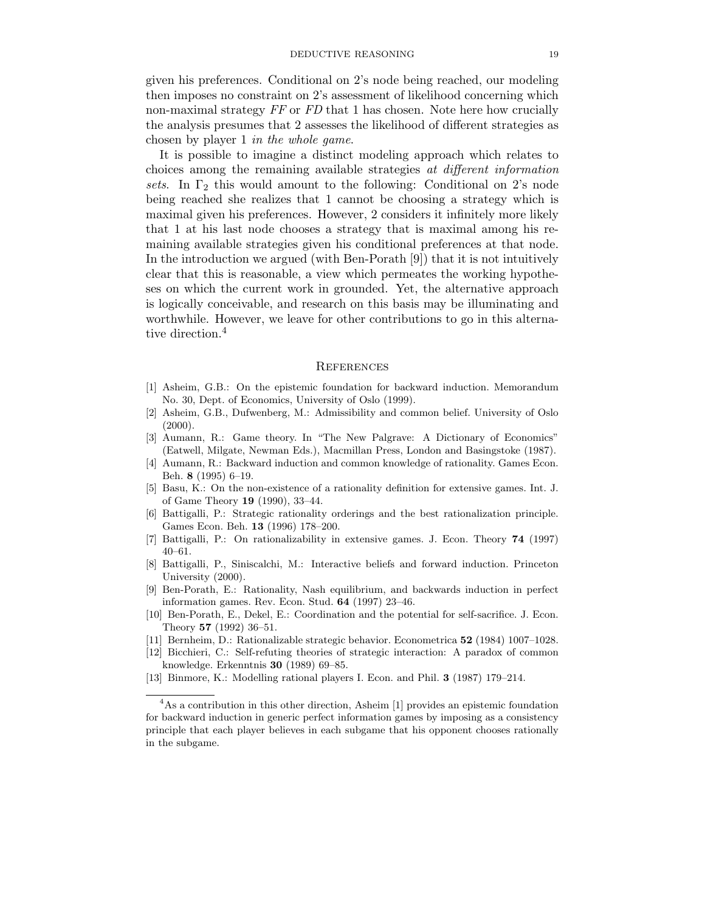given his preferences. Conditional on 2's node being reached, our modeling then imposes no constraint on 2's assessment of likelihood concerning which non-maximal strategy *FF* or *FD* that 1 has chosen. Note here how crucially the analysis presumes that 2 assesses the likelihood of different strategies as chosen by player 1 *in the whole game*.

It is possible to imagine a distinct modeling approach which relates to choices among the remaining available strategies *at different information sets*. In $\Gamma_2$ this would amount to the following: Conditional on 2's node being reached she realizes that 1 cannot be choosing a strategy which is maximal given his preferences. However, 2 considers it infinitely more likely that 1 at his last node chooses a strategy that is maximal among his remaining available strategies given his conditional preferences at that node. In the introduction we argued (with Ben-Porath [9]) that it is not intuitively clear that this is reasonable, a view which permeates the working hypotheses on which the current work in grounded. Yet, the alternative approach is logically conceivable, and research on this basis may be illuminating and worthwhile. However, we leave for other contributions to go in this alternative direction.[4]

## References

[1] Asheim, G.B.: On the epistemic foundation for backward induction. Memorandum No. 30, Dept. of Economics, University of Oslo (1999).

[2] Asheim, G.B., Dufwenberg, M.: Admissibility and common belief. University of Oslo (2000).

[3] Aumann, R.: Game theory. In "The New Palgrave: A Dictionary of Economics" (Eatwell, Milgate, Newman Eds.), Macmillan Press, London and Basingstoke (1987).

[4] Aumann, R.: Backward induction and common knowledge of rationality. Games Econ. Beh. **8** (1995) 6–19.

[5] Basu, K.: On the non-existence of a rationality definition for extensive games. Int. J. of Game Theory **19** (1990), 33–44.

[6] Battigalli, P.: Strategic rationality orderings and the best rationalization principle. Games Econ. Beh. **13** (1996) 178–200.

[7] Battigalli, P.: On rationalizability in extensive games. J. Econ. Theory **74** (1997) 40–61.

[8] Battigalli, P., Siniscalchi, M.: Interactive beliefs and forward induction. Princeton University (2000).

[9] Ben-Porath, E.: Rationality, Nash equilibrium, and backwards induction in perfect information games. Rev. Econ. Stud. **64** (1997) 23–46.

[10] Ben-Porath, E., Dekel, E.: Coordination and the potential for self-sacrifice. J. Econ. Theory **57** (1992) 36–51.

[11] Bernheim, D.: Rationalizable strategic behavior. Econometrica **52** (1984) 1007–1028.

[12] Bicchieri, C.: Self-refuting theories of strategic interaction: A paradox of common knowledge. Erkenntnis **30** (1989) 69–85.

[13] Binmore, K.: Modelling rational players I. Econ. and Phil. **3** (1987) 179–214.

[4] As a contribution in this other direction, Asheim [1] provides an epistemic foundation for backward induction in generic perfect information games by imposing as a consistency principle that each player believes in each subgame that his opponent chooses rationally in the subgame.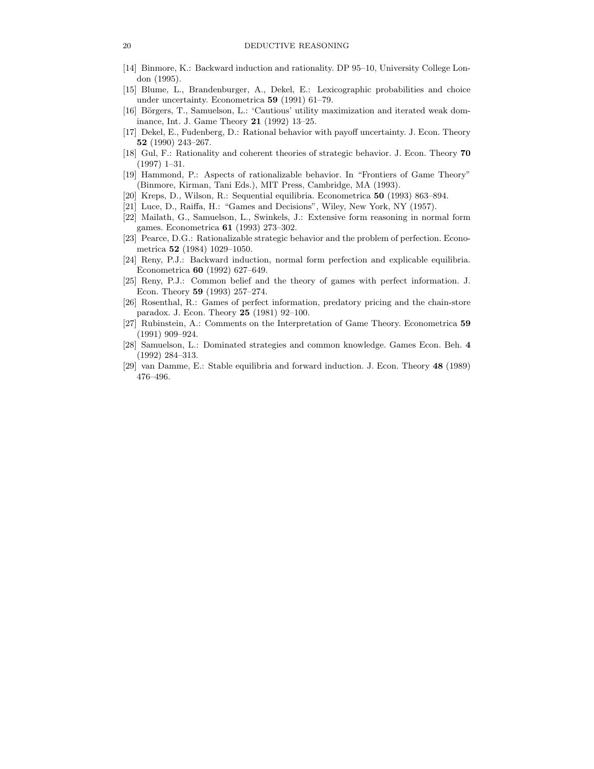[14] Binmore, K.: Backward induction and rationality. DP 95–10, University College London (1995).

[15] Blume, L., Brandenburger, A., Dekel, E.: Lexicographic probabilities and choice under uncertainty. Econometrica **59** (1991) 61–79.

[16] Börgers, T., Samuelson, L.: 'Cautious' utility maximization and iterated weak dominance, Int. J. Game Theory **21** (1992) 13–25.

[17] Dekel, E., Fudenberg, D.: Rational behavior with payoff uncertainty. J. Econ. Theory **52** (1990) 243–267.

[18] Gul, F.: Rationality and coherent theories of strategic behavior. J. Econ. Theory **70** (1997) 1–31.

[19] Hammond, P.: Aspects of rationalizable behavior. In "Frontiers of Game Theory" (Binmore, Kirman, Tani Eds.), MIT Press, Cambridge, MA (1993).

[20] Kreps, D., Wilson, R.: Sequential equilibria. Econometrica **50** (1993) 863–894.

[21] Luce, D., Raiffa, H.: "Games and Decisions", Wiley, New York, NY (1957).

[22] Mailath, G., Samuelson, L., Swinkels, J.: Extensive form reasoning in normal form games. Econometrica **61** (1993) 273–302.

[23] Pearce, D.G.: Rationalizable strategic behavior and the problem of perfection. Econometrica **52** (1984) 1029–1050.

[24] Reny, P.J.: Backward induction, normal form perfection and explicable equilibria. Econometrica **60** (1992) 627–649.

[25] Reny, P.J.: Common belief and the theory of games with perfect information. J. Econ. Theory **59** (1993) 257–274.

[26] Rosenthal, R.: Games of perfect information, predatory pricing and the chain-store paradox. J. Econ. Theory **25** (1981) 92–100.

[27] Rubinstein, A.: Comments on the Interpretation of Game Theory. Econometrica **59** (1991) 909–924.

[28] Samuelson, L.: Dominated strategies and common knowledge. Games Econ. Beh. **4** (1992) 284–313.

[29] van Damme, E.: Stable equilibria and forward induction. J. Econ. Theory **48** (1989) 476–496.